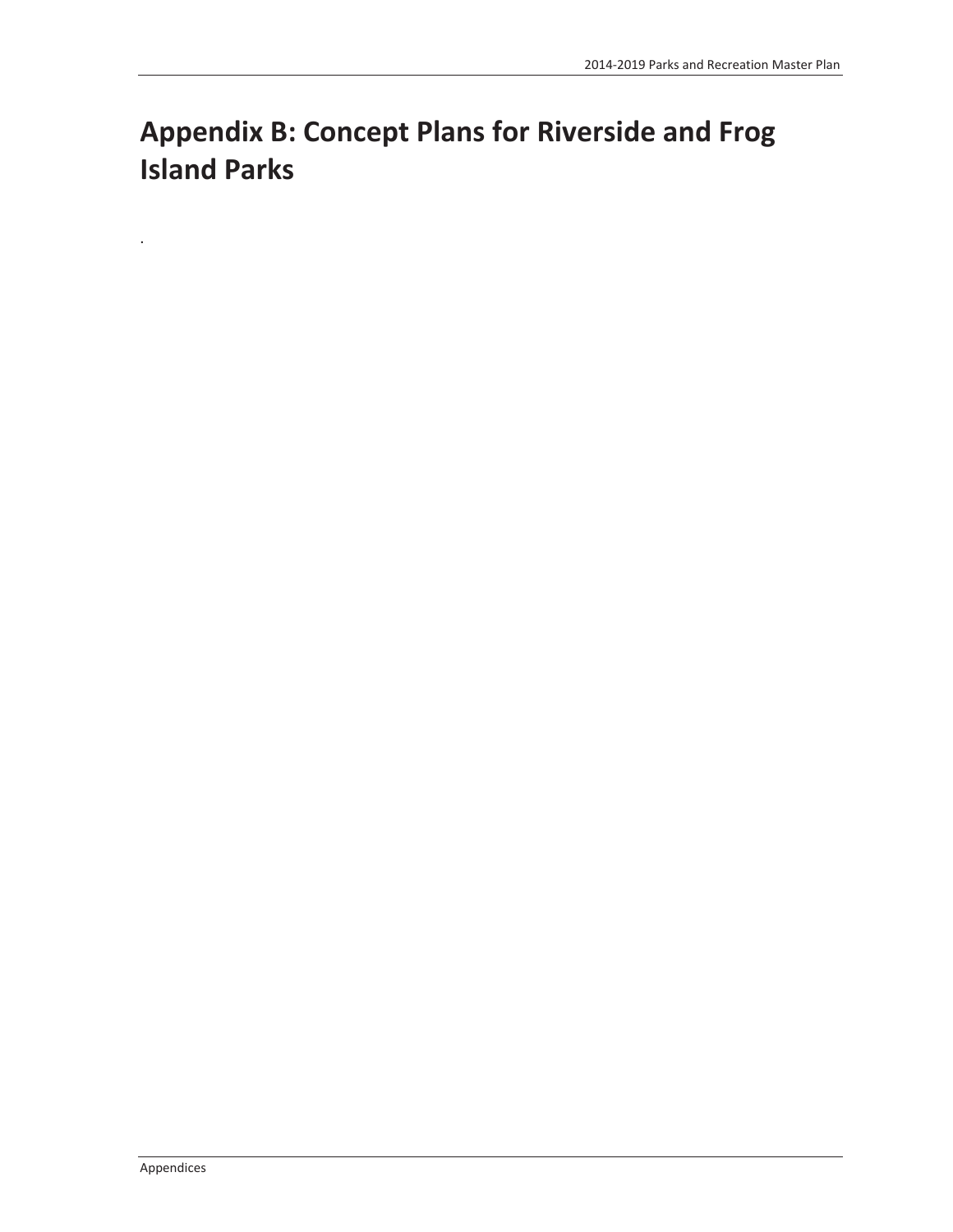# Appendix B: Concept Plans for Riverside and Frog Island Parks

.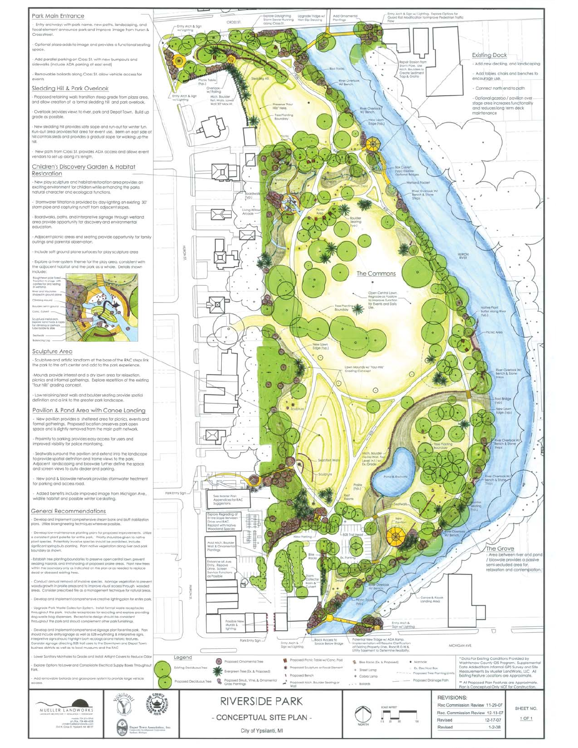## Park Main Entrance

- Entry archways with park name, new paths, landscaping, and focal element announce park and improve image from Huron & Cross street.
- Optional plaza adds to image and provides a functional seating space.
- Add parallel parking on Cross St. with new bumpouts and sidewalks (include ADA parking at east end)
- Removable bollards along Cross St. allow vehicle access for events.

## Sledding Hill & Park Overlook

- Proposed retaining walls transition steep grade from plaza area, and allow creation of a formal sledding hill and park overlook.
- Overlook provides views to river, park and Depot Town. Build up grade as possible.
- New sledding hill provides safe slope and run-out for winter fun. Run-out area provides flat area for event use. Berm on each side of hill controls sleds and provides a gradual slope for walking up the hill.
- New path from Cross St. provides ADA access and allows event vendors to set up along it's length.

## Children's Discovery Garden & Habitat Restoration

- New play sculpture and habitat restoration area provides an exciting environment for children while enhancing the parks natural character and ecological functions.
- Stormwater filtration is provided by day-lighting an existing 30" storm pipe and capturing runoff from adjacent slopes.
- Boardwalks, paths, and interpretive signage through wetland area provide opportunity for discovery and environmental education.
- Adjacent picnic areas and seating provide opportunity for family outings and parental observation.
- Include soft ground plane surfaces for play sculpture area
- Explore a river-system theme for the play area, consistent with the adjacent habitat and the park as a whole. Details shown include:

Roughhewn pole forest. Transition to image with cavities for bird nesting in wetland.
River and tributaries shaped in ground plane
Climbing mound
Boulder semi-ground
Conc. Culvert
Sculptural metal arch. Explore land holds & ropes for climbing or perhaps tube ladder & slide
Seatwalls
Balancing Log

## Sculpture Area

- Sculpture and artistic landform at the base of the RAC steps link the park to the art's center and add to the park experience.
- Mounds provide interest and a dry lawn area for relaxation, picnics and informal gatherings. Explore repetition of the existing "four hills" grading concept.
- Low retaining/seat walls and boulder seating provide spatial definition and a link to the greater park landscape.

## Pavilion & Pond Area with Canoe Landing

- New pavilion provides a sheltered area for picnics, events and formal gatherings. Proposed location preserves park open space and is slightly removed from the main path network.
- Proximity to parking provides easy access for users and improved visibility for police monitoring.
- Seatwalls surround the pavilion and extend into the landscape to provide spatial definition and frame views to the park. Adjacent landscaping and bioswale further define the space and screen views to auto dealer and parking.
- New pond & bioswale network provides stormwater treatment for parking and access road.
- Added benefits include improved image from Michigan Ave., wildlife habitat and possible winter ice skating.

## General Recommendations

- Develop and implement comprehensive stream bank and bluff stabilization plans. Utilize bioengineering techniques wherever possible.
- Develop low-maintenance planting plan for proposed improvements. Utilize a consistent plant palette for entire park. Priority should be given to native plant species. Potentially invasive species should be prohibited. Include significant spring bulb planting. Plant native vegetation along river and park boundary as shown.
- Establish tree planting boundaries to preserve open central lawn, prevent sledding hazards, and limit shading of proposed prairie areas. Plant new trees within the boundary only as indicated on the plan or as needed to replace dead or diseased existing trees.
- Conduct annual removal of invasive species. Manage vegetation to prevent woody growth in prairie areas and to improve visual access through wooded areas. Consider prescribed fire as a management technique for natural areas.
- Develop and implement comprehensive creative lighting plan for entire park.
- Upgrade Park Waste Collection System. Install formal waste receptacles throughout the park. Include receptacles for recycling and explore providing dog-waste bag dispensers. Receptacle design should be consistent throughout the park and should complement other park furnishings.
- Develop and implement comprehensive signage plan for entire park. Plan should include entry signage as well as B2B wayfinding & interpretive signs. Interpretive signs should highlight both ecological and historic features. Consider signage directing B2B trail users to the Downtown and Depot Town business districts as well as to local museums and the RAC.
- Lower Sanitary Manholes to Grade and Install Airtight Covers to Reduce Odor
- Explore Options to Lower and Consolidate Electrical Supply Boxes Throughout Park.
- Add removable bollards and grass-pave system to provide large vehicle access.

## Plan Labels

CROSS ST. — Entry Arch & Sign w/ Lighting — Explore Daylighting Storm Sewer Running along Cross St. — Upgrade Tridge w/ Non-Slip Decking — Add Ornamental Plantings — Entry Arch & Sign w/ Lighting. Explore Options for Guard Rail Modification to Improve Pedestrian Traffic Flow

Picnic Table (Typ.) — Overlook w/ Railing — Sledding Hill — Entry Arch & Sign w/ Lighting — Mich. Boulder Ret. Walls. Lower Wall 30" Max Ht. — Bike Racks — Preserve "Four Hills" Here. — Tree Planting Boundary — Picnic Area — River Overlook W/ Bench — River Overlook W/ Bench — New Lawn Edge (Typ.) — Repair Erosion from Storm Pipe. Use Mich. Boulders to Create Sediment Trap & Grotto

Wetland — Stream — Boardwalk (Typ.) — Living Willow Arcade — Picnic Area — Bench (Typ.) — Boulder Seating (Typ.) — Box Culvert (Typ.) Explore Optional Bridges — Wetland Pocket — River Overlook W/ Bench & Stone Steps — HURON ST.

HURON RIVER

### The Commons

Open Central Lawn. Regrade as Possible to Improve Function for Events and Daily Use. — Tree Planting Boundary — Native Plant Buffer Along River (Typ.) — Picnic Area — New Lawn Edge (Typ.) — Lawn Mounds w/ "Four-Hills" Grading Concept — River Overlook W/ Bench & Stone Steps — Foot Bridge (Typ.) — New Lawn Edge (Typ.)

Sculpture — Seat/Ret. Walls — Sculpture — Tree Planting Boundary — Mich. Boulder Ha-Ha Wall. Top Level (+/-) w/ Ex. Grade — River Overlook W/ Bench & Stone Steps — Pond & Bioswale — River Overlook W/ Bench & Stone Steps — Boulder Seating (Typ.) — Prairie (Typ.) — Rest Rooms — Seatwalls — New Pavilion — River Overlook W/ Bench

Park Entry Sign — See Master Plan Appendices for RAC Suggestions — Explore Regrading of Entire Slope Between Drive and RAC. Replant with Native Woodland Species — Add Mich. Boulder Wall & Ornamental Plantings — New Parking — B2B Trail Head — Enhance Mi. Ave. Entry. Repave Drive. Screen Service Functions as Possible — Bike Racks — Ex. Parking — Storm Collector Basin & Culvert — Swale — River Overlook W/ Bench — Picnic Table (Typ.) — Canoe & Kayak Landing Area — Possible New Murals & Lighting — Park Entry Sign — Entry Arch & Sign w/ Lighting — Block Access to Space Below Bridge — Potential New Tridge w/ ADA Ramp. Implementation will Require Clarification of Existing Property Lines, Road R.O.W & Utility Easement to Determine Feasibility. — Entry Arch & Sign w/ Lighting — MICHIGAN AVE

### The Grove

- Area between river and pond / bioswale provides a passive semi-secluded area for relaxation and contemplation.

### Existing Dock

- Add new decking, and landscaping
- Add tables, chairs and benches to encourage use.
- Connect north end to path
- Optional gazebo / pavilion over stage area increases functionality and reduces long term deck maintenance

## Legend

- Existing Deciduous Tree
- Proposed Deciduous Tree
- Proposed Ornamental Tree
- Evergreen Tree (Ex. & Proposed)
- Proposed Shrub, Vine, & Ornamental Grass Plantings
- Proposed Picnic Table w/ Conc. Pad
- Proposed Sculpture or Focal Element
- Proposed Bench
- Proposed Mich. Boulder Seating or Wall
- Bike Racks (Ex. & Proposed)
- Street Lamp
- Cobra Lamp
- Bollards
- Manhole
- Ex. Electrical Box
- Proposed Tree Planting Limits
- Proposed Drainage Path

* Data For Existing Conditions Provided by Washtenaw County GIS Program. Supplemental Data Added from Informal GPS Survey and Site Measurements by Mueller LandWorks, LLC. All Existing Feature Locations are Approximate.

** All Proposed Plan Features are Approximate. Plan is Conceptual Only NOT for Construction.

MUELLER LANDWORKS

Depot Town Association, Inc.

# RIVERSIDE PARK

## - CONCEPTUAL SITE PLAN -

City of Ypsilanti, MI

NORTH — SCALE IN FEET: 0, 15, 30, 60, 120

| REVISIONS: | |
|---|---|
| Rec Commission Review | 11-29-07 |
| Rec. Commission Review | 12-13-07 |
| Revised | 12-17-07 |
| Revised | 1-2-08 |

SHEET NO. 1 OF 1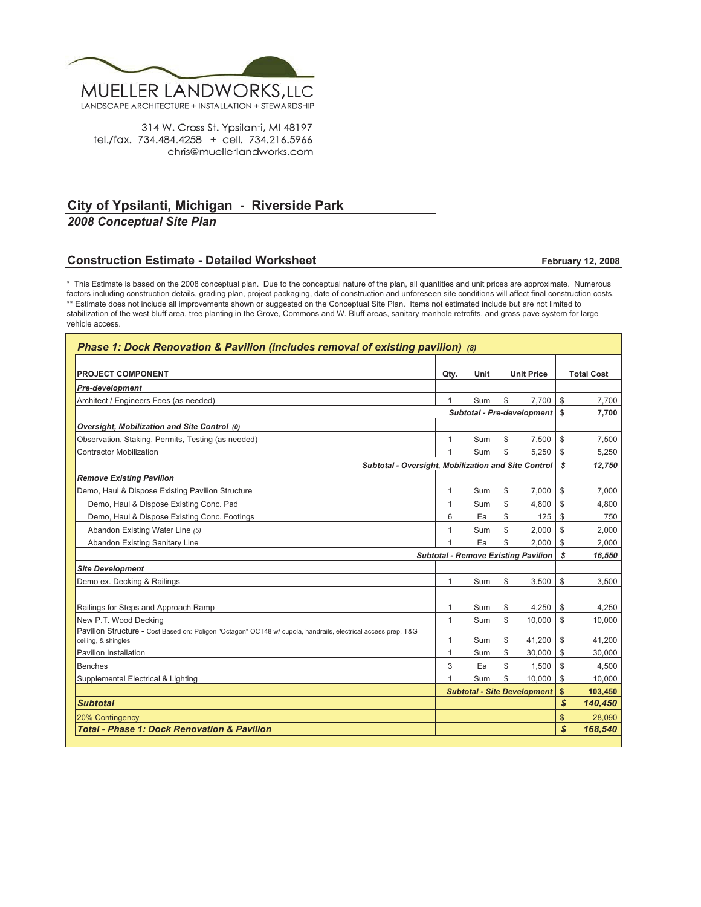MUELLER LANDWORKS, LLC
LANDSCAPE ARCHITECTURE + INSTALLATION + STEWARDSHIP

314 W. Cross St. Ypsilanti, MI 48197
tel./fax. 734.484.4258 + cell. 734.216.5966
chris@muellerlandworks.com

## City of Ypsilanti, Michigan - Riverside Park

### *2008 Conceptual Site Plan*

### Construction Estimate - Detailed Worksheet

**February 12, 2008**

* This Estimate is based on the 2008 conceptual plan. Due to the conceptual nature of the plan, all quantities and unit prices are approximate. Numerous factors including construction details, grading plan, project packaging, date of construction and unforeseen site conditions will affect final construction costs.
** Estimate does not include all improvements shown or suggested on the Conceptual Site Plan. Items not estimated include but are not limited to stabilization of the west bluff area, tree planting in the Grove, Commons and W. Bluff areas, sanitary manhole retrofits, and grass pave system for large vehicle access.

**_Phase 1: Dock Renovation & Pavilion (includes removal of existing pavilion)_** *(8)*

| PROJECT COMPONENT | Qty. | Unit | Unit Price | Total Cost |
|---|---|---|---|---|
| ***Pre-development*** | | | | |
| Architect / Engineers Fees (as needed) | 1 | Sum | $ 7,700 | $ 7,700 |
| | | | **Subtotal - Pre-development** | **$ 7,700** |
| ***Oversight, Mobilization and Site Control*** *(0)* | | | | |
| Observation, Staking, Permits, Testing (as needed) | 1 | Sum | $ 7,500 | $ 7,500 |
| Contractor Mobilization | 1 | Sum | $ 5,250 | $ 5,250 |
| | | | ***Subtotal - Oversight, Mobilization and Site Control*** | ***$ 12,750*** |
| ***Remove Existing Pavilion*** | | | | |
| Demo, Haul & Dispose Existing Pavilion Structure | 1 | Sum | $ 7,000 | $ 7,000 |
| Demo, Haul & Dispose Existing Conc. Pad | 1 | Sum | $ 4,800 | $ 4,800 |
| Demo, Haul & Dispose Existing Conc. Footings | 6 | Ea | $ 125 | $ 750 |
| Abandon Existing Water Line *(5)* | 1 | Sum | $ 2,000 | $ 2,000 |
| Abandon Existing Sanitary Line | 1 | Ea | $ 2,000 | $ 2,000 |
| | | | ***Subtotal - Remove Existing Pavilion*** | ***$ 16,550*** |
| ***Site Development*** | | | | |
| Demo ex. Decking & Railings | 1 | Sum | $ 3,500 | $ 3,500 |
| | | | | |
| Railings for Steps and Approach Ramp | 1 | Sum | $ 4,250 | $ 4,250 |
| New P.T. Wood Decking | 1 | Sum | $ 10,000 | $ 10,000 |
| Pavilion Structure - Cost Based on: Poligon "Octagon" OCT48 w/ cupola, handrails, electrical access prep, T&G ceiling, & shingles | 1 | Sum | $ 41,200 | $ 41,200 |
| Pavilion Installation | 1 | Sum | $ 30,000 | $ 30,000 |
| Benches | 3 | Ea | $ 1,500 | $ 4,500 |
| Supplemental Electrical & Lighting | 1 | Sum | $ 10,000 | $ 10,000 |
| | | | ***Subtotal - Site Development*** | **$ 103,450** |
| ***Subtotal*** | | | | ***$ 140,450*** |
| 20% Contingency | | | | $ 28,090 |
| ***Total - Phase 1: Dock Renovation & Pavilion*** | | | | ***$ 168,540*** |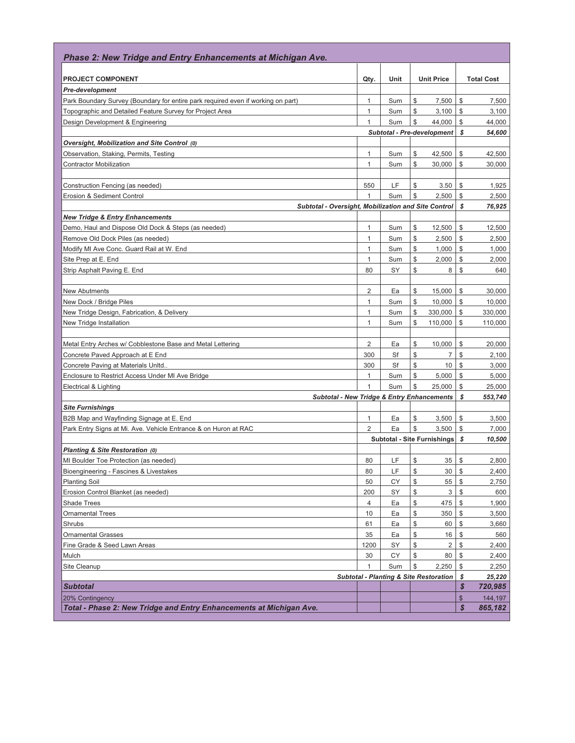## Phase 2: New Tridge and Entry Enhancements at Michigan Ave.

| PROJECT COMPONENT | Qty. | Unit | Unit Price | Total Cost |
|---|---|---|---|---|
| ***Pre-development*** | | | | |
| Park Boundary Survey (Boundary for entire park required even if working on part) | 1 | Sum | $ 7,500 | $ 7,500 |
| Topographic and Detailed Feature Survey for Project Area | 1 | Sum | $ 3,100 | $ 3,100 |
| Design Development & Engineering | 1 | Sum | $ 44,000 | $ 44,000 |
| | | | ***Subtotal - Pre-development*** | ***$ 54,600*** |
| ***Oversight, Mobilization and Site Control** (0)* | | | | |
| Observation, Staking, Permits, Testing | 1 | Sum | $ 42,500 | $ 42,500 |
| Contractor Mobilization | 1 | Sum | $ 30,000 | $ 30,000 |
| | | | | |
| Construction Fencing (as needed) | 550 | LF | $ 3.50 | $ 1,925 |
| Erosion & Sediment Control | 1 | Sum | $ 2,500 | $ 2,500 |
| ***Subtotal - Oversight, Mobilization and Site Control*** | | | | ***$ 76,925*** |
| ***New Tridge & Entry Enhancements*** | | | | |
| Demo, Haul and Dispose Old Dock & Steps (as needed) | 1 | Sum | $ 12,500 | $ 12,500 |
| Remove Old Dock Piles (as needed) | 1 | Sum | $ 2,500 | $ 2,500 |
| Modify MI Ave Conc. Guard Rail at W. End | 1 | Sum | $ 1,000 | $ 1,000 |
| Site Prep at E. End | 1 | Sum | $ 2,000 | $ 2,000 |
| Strip Asphalt Paving E. End | 80 | SY | $ 8 | $ 640 |
| | | | | |
| New Abutments | 2 | Ea | $ 15,000 | $ 30,000 |
| New Dock / Bridge Piles | 1 | Sum | $ 10,000 | $ 10,000 |
| New Tridge Design, Fabrication, & Delivery | 1 | Sum | $ 330,000 | $ 330,000 |
| New Tridge Installation | 1 | Sum | $ 110,000 | $ 110,000 |
| | | | | |
| Metal Entry Arches w/ Cobblestone Base and Metal Lettering | 2 | Ea | $ 10,000 | $ 20,000 |
| Concrete Paved Approach at E End | 300 | Sf | $ 7 | $ 2,100 |
| Concrete Paving at Materials Unltd.. | 300 | Sf | $ 10 | $ 3,000 |
| Enclosure to Restrict Access Under MI Ave Bridge | 1 | Sum | $ 5,000 | $ 5,000 |
| Electrical & Lighting | 1 | Sum | $ 25,000 | $ 25,000 |
| ***Subtotal - New Tridge & Entry Enhancements*** | | | | ***$ 553,740*** |
| ***Site Furnishings*** | | | | |
| B2B Map and Wayfinding Signage at E. End | 1 | Ea | $ 3,500 | $ 3,500 |
| Park Entry Signs at Mi. Ave. Vehicle Entrance & on Huron at RAC | 2 | Ea | $ 3,500 | $ 7,000 |
| | | | **Subtotal - Site Furnishings** | ***$ 10,500*** |
| ***Planting & Site Restoration** (0)* | | | | |
| MI Boulder Toe Protection (as needed) | 80 | LF | $ 35 | $ 2,800 |
| Bioengineering - Fascines & Livestakes | 80 | LF | $ 30 | $ 2,400 |
| Planting Soil | 50 | CY | $ 55 | $ 2,750 |
| Erosion Control Blanket (as needed) | 200 | SY | $ 3 | $ 600 |
| Shade Trees | 4 | Ea | $ 475 | $ 1,900 |
| Ornamental Trees | 10 | Ea | $ 350 | $ 3,500 |
| Shrubs | 61 | Ea | $ 60 | $ 3,660 |
| Ornamental Grasses | 35 | Ea | $ 16 | $ 560 |
| Fine Grade & Seed Lawn Areas | 1200 | SY | $ 2 | $ 2,400 |
| Mulch | 30 | CY | $ 80 | $ 2,400 |
| Site Cleanup | 1 | Sum | $ 2,250 | $ 2,250 |
| ***Subtotal - Planting & Site Restoration*** | | | | ***$ 25,220*** |
| ***Subtotal*** | | | | ***$ 720,985*** |
| 20% Contingency | | | | $ 144,197 |
| ***Total - Phase 2: New Tridge and Entry Enhancements at Michigan Ave.*** | | | | ***$ 865,182*** |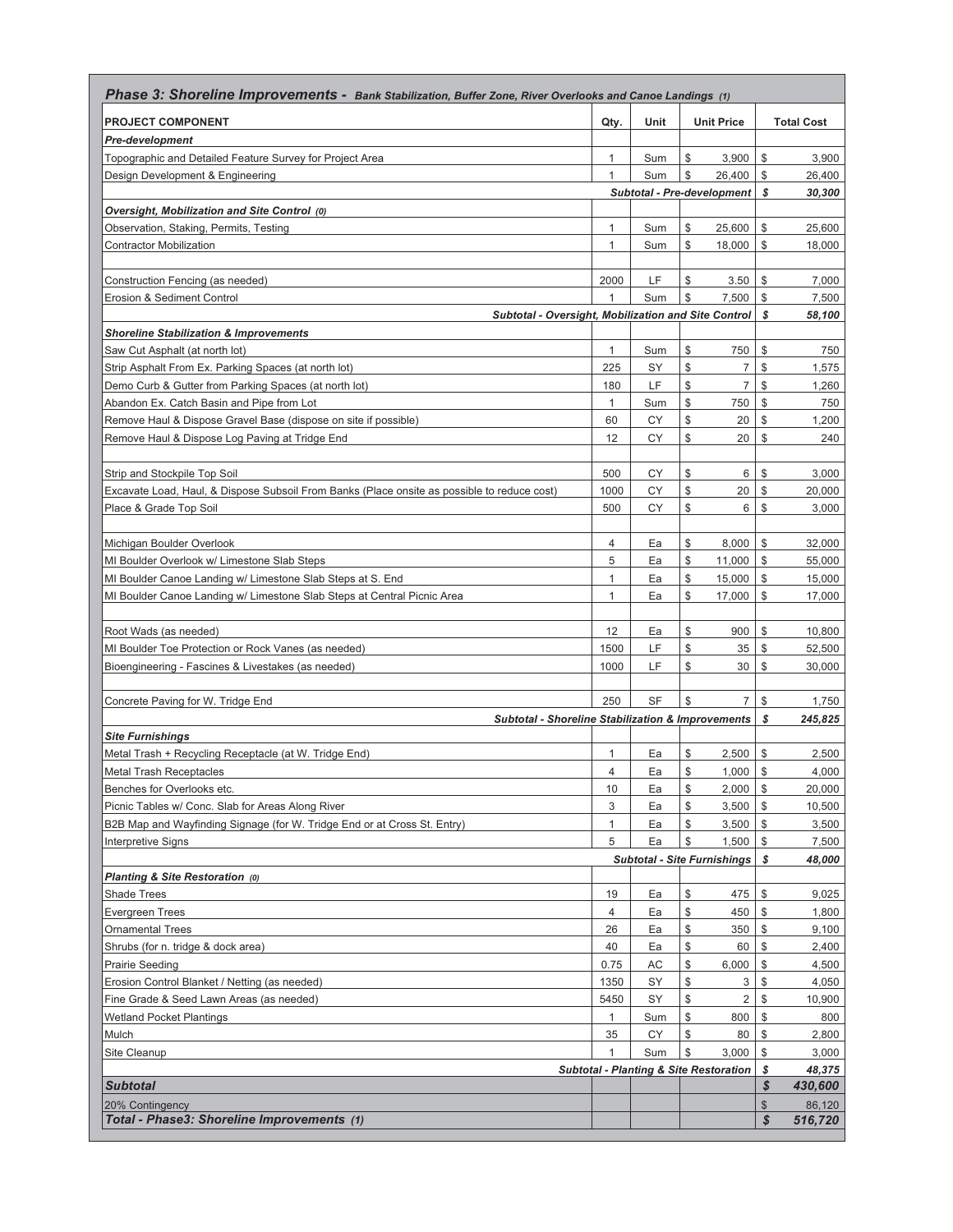## *Phase 3: Shoreline Improvements - Bank Stabilization, Buffer Zone, River Overlooks and Canoe Landings (1)*

| PROJECT COMPONENT | Qty. | Unit | Unit Price | Total Cost |
|---|---|---|---|---|
| ***Pre-development*** | | | | |
| Topographic and Detailed Feature Survey for Project Area | 1 | Sum | $ 3,900 | $ 3,900 |
| Design Development & Engineering | 1 | Sum | $ 26,400 | $ 26,400 |
| | | | ***Subtotal - Pre-development*** | ***$ 30,300*** |
| ***Oversight, Mobilization and Site Control (0)*** | | | | |
| Observation, Staking, Permits, Testing | 1 | Sum | $ 25,600 | $ 25,600 |
| Contractor Mobilization | 1 | Sum | $ 18,000 | $ 18,000 |
| | | | | |
| Construction Fencing (as needed) | 2000 | LF | $ 3.50 | $ 7,000 |
| Erosion & Sediment Control | 1 | Sum | $ 7,500 | $ 7,500 |
| | | | ***Subtotal - Oversight, Mobilization and Site Control*** | ***$ 58,100*** |
| ***Shoreline Stabilization & Improvements*** | | | | |
| Saw Cut Asphalt (at north lot) | 1 | Sum | $ 750 | $ 750 |
| Strip Asphalt From Ex. Parking Spaces (at north lot) | 225 | SY | $ 7 | $ 1,575 |
| Demo Curb & Gutter from Parking Spaces (at north lot) | 180 | LF | $ 7 | $ 1,260 |
| Abandon Ex. Catch Basin and Pipe from Lot | 1 | Sum | $ 750 | $ 750 |
| Remove Haul & Dispose Gravel Base (dispose on site if possible) | 60 | CY | $ 20 | $ 1,200 |
| Remove Haul & Dispose Log Paving at Tridge End | 12 | CY | $ 20 | $ 240 |
| | | | | |
| Strip and Stockpile Top Soil | 500 | CY | $ 6 | $ 3,000 |
| Excavate Load, Haul, & Dispose Subsoil From Banks (Place onsite as possible to reduce cost) | 1000 | CY | $ 20 | $ 20,000 |
| Place & Grade Top Soil | 500 | CY | $ 6 | $ 3,000 |
| | | | | |
| Michigan Boulder Overlook | 4 | Ea | $ 8,000 | $ 32,000 |
| MI Boulder Overlook w/ Limestone Slab Steps | 5 | Ea | $ 11,000 | $ 55,000 |
| MI Boulder Canoe Landing w/ Limestone Slab Steps at S. End | 1 | Ea | $ 15,000 | $ 15,000 |
| MI Boulder Canoe Landing w/ Limestone Slab Steps at Central Picnic Area | 1 | Ea | $ 17,000 | $ 17,000 |
| | | | | |
| Root Wads (as needed) | 12 | Ea | $ 900 | $ 10,800 |
| MI Boulder Toe Protection or Rock Vanes (as needed) | 1500 | LF | $ 35 | $ 52,500 |
| Bioengineering - Fascines & Livestakes (as needed) | 1000 | LF | $ 30 | $ 30,000 |
| | | | | |
| Concrete Paving for W. Tridge End | 250 | SF | $ 7 | $ 1,750 |
| | | | ***Subtotal - Shoreline Stabilization & Improvements*** | ***$ 245,825*** |
| ***Site Furnishings*** | | | | |
| Metal Trash + Recycling Receptacle (at W. Tridge End) | 1 | Ea | $ 2,500 | $ 2,500 |
| Metal Trash Receptacles | 4 | Ea | $ 1,000 | $ 4,000 |
| Benches for Overlooks etc. | 10 | Ea | $ 2,000 | $ 20,000 |
| Picnic Tables w/ Conc. Slab for Areas Along River | 3 | Ea | $ 3,500 | $ 10,500 |
| B2B Map and Wayfinding Signage (for W. Tridge End or at Cross St. Entry) | 1 | Ea | $ 3,500 | $ 3,500 |
| Interpretive Signs | 5 | Ea | $ 1,500 | $ 7,500 |
| | | | ***Subtotal - Site Furnishings*** | ***$ 48,000*** |
| ***Planting & Site Restoration (0)*** | | | | |
| Shade Trees | 19 | Ea | $ 475 | $ 9,025 |
| Evergreen Trees | 4 | Ea | $ 450 | $ 1,800 |
| Ornamental Trees | 26 | Ea | $ 350 | $ 9,100 |
| Shrubs (for n. tridge & dock area) | 40 | Ea | $ 60 | $ 2,400 |
| Prairie Seeding | 0.75 | AC | $ 6,000 | $ 4,500 |
| Erosion Control Blanket / Netting (as needed) | 1350 | SY | $ 3 | $ 4,050 |
| Fine Grade & Seed Lawn Areas (as needed) | 5450 | SY | $ 2 | $ 10,900 |
| Wetland Pocket Plantings | 1 | Sum | $ 800 | $ 800 |
| Mulch | 35 | CY | $ 80 | $ 2,800 |
| Site Cleanup | 1 | Sum | $ 3,000 | $ 3,000 |
| | | | ***Subtotal - Planting & Site Restoration*** | ***$ 48,375*** |
| ***Subtotal*** | | | | ***$ 430,600*** |
| 20% Contingency | | | | $ 86,120 |
| ***Total - Phase3: Shoreline Improvements (1)*** | | | | ***$ 516,720*** |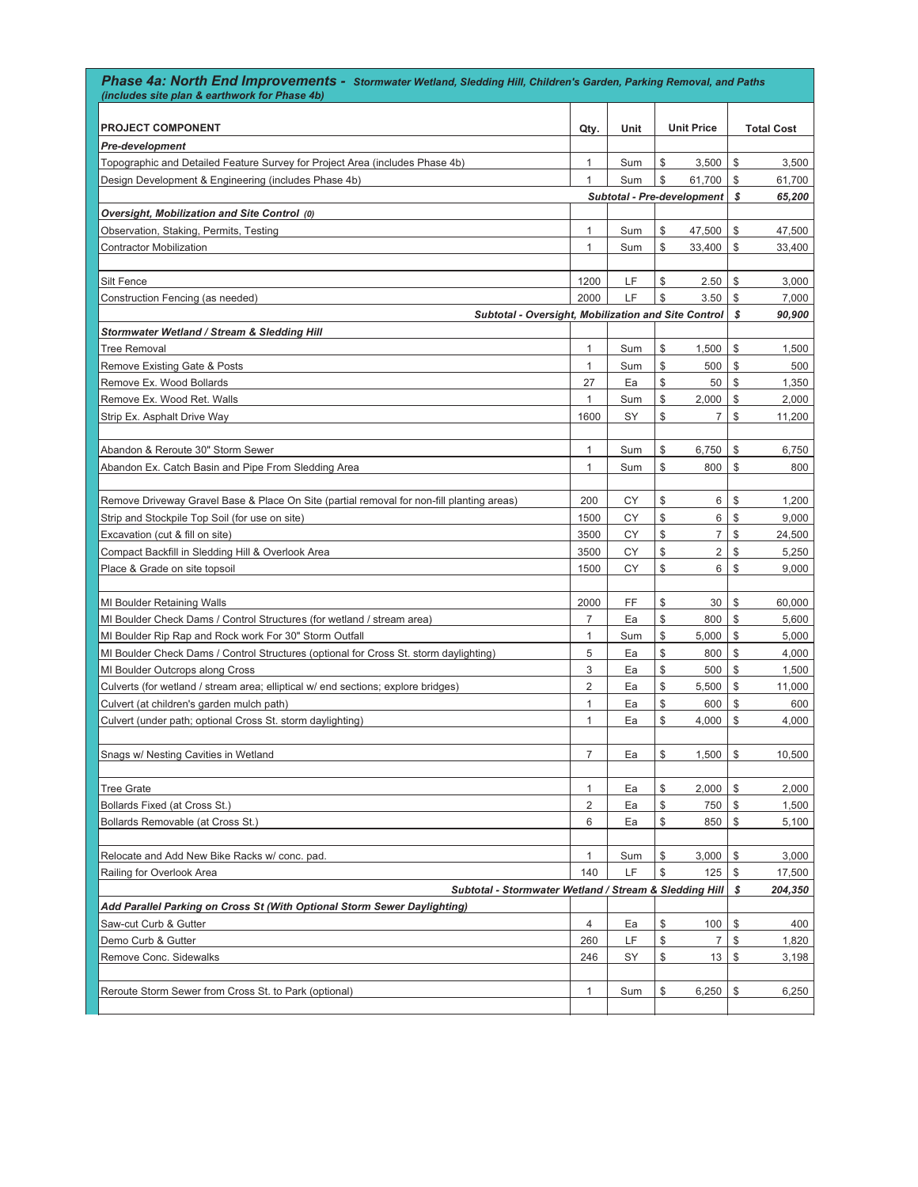## *Phase 4a: North End Improvements - Stormwater Wetland, Sledding Hill, Children's Garden, Parking Removal, and Paths (includes site plan & earthwork for Phase 4b)*

| PROJECT COMPONENT | Qty. | Unit | Unit Price | Total Cost |
|---|---|---|---|---|
| ***Pre-development*** | | | | |
| Topographic and Detailed Feature Survey for Project Area (includes Phase 4b) | 1 | Sum | $ 3,500 | $ 3,500 |
| Design Development & Engineering (includes Phase 4b) | 1 | Sum | $ 61,700 | $ 61,700 |
| | | | ***Subtotal - Pre-development*** | ***$ 65,200*** |
| ***Oversight, Mobilization and Site Control (0)*** | | | | |
| Observation, Staking, Permits, Testing | 1 | Sum | $ 47,500 | $ 47,500 |
| Contractor Mobilization | 1 | Sum | $ 33,400 | $ 33,400 |
| | | | | |
| Silt Fence | 1200 | LF | $ 2.50 | $ 3,000 |
| Construction Fencing (as needed) | 2000 | LF | $ 3.50 | $ 7,000 |
| | | | ***Subtotal - Oversight, Mobilization and Site Control*** | ***$ 90,900*** |
| ***Stormwater Wetland / Stream & Sledding Hill*** | | | | |
| Tree Removal | 1 | Sum | $ 1,500 | $ 1,500 |
| Remove Existing Gate & Posts | 1 | Sum | $ 500 | $ 500 |
| Remove Ex. Wood Bollards | 27 | Ea | $ 50 | $ 1,350 |
| Remove Ex. Wood Ret. Walls | 1 | Sum | $ 2,000 | $ 2,000 |
| Strip Ex. Asphalt Drive Way | 1600 | SY | $ 7 | $ 11,200 |
| | | | | |
| Abandon & Reroute 30" Storm Sewer | 1 | Sum | $ 6,750 | $ 6,750 |
| Abandon Ex. Catch Basin and Pipe From Sledding Area | 1 | Sum | $ 800 | $ 800 |
| | | | | |
| Remove Driveway Gravel Base & Place On Site (partial removal for non-fill planting areas) | 200 | CY | $ 6 | $ 1,200 |
| Strip and Stockpile Top Soil (for use on site) | 1500 | CY | $ 6 | $ 9,000 |
| Excavation (cut & fill on site) | 3500 | CY | $ 7 | $ 24,500 |
| Compact Backfill in Sledding Hill & Overlook Area | 3500 | CY | $ 2 | $ 5,250 |
| Place & Grade on site topsoil | 1500 | CY | $ 6 | $ 9,000 |
| | | | | |
| MI Boulder Retaining Walls | 2000 | FF | $ 30 | $ 60,000 |
| MI Boulder Check Dams / Control Structures (for wetland / stream area) | 7 | Ea | $ 800 | $ 5,600 |
| MI Boulder Rip Rap and Rock work For 30" Storm Outfall | 1 | Sum | $ 5,000 | $ 5,000 |
| MI Boulder Check Dams / Control Structures (optional for Cross St. storm daylighting) | 5 | Ea | $ 800 | $ 4,000 |
| MI Boulder Outcrops along Cross | 3 | Ea | $ 500 | $ 1,500 |
| Culverts (for wetland / stream area; elliptical w/ end sections; explore bridges) | 2 | Ea | $ 5,500 | $ 11,000 |
| Culvert (at children's garden mulch path) | 1 | Ea | $ 600 | $ 600 |
| Culvert (under path; optional Cross St. storm daylighting) | 1 | Ea | $ 4,000 | $ 4,000 |
| | | | | |
| Snags w/ Nesting Cavities in Wetland | 7 | Ea | $ 1,500 | $ 10,500 |
| | | | | |
| Tree Grate | 1 | Ea | $ 2,000 | $ 2,000 |
| Bollards Fixed (at Cross St.) | 2 | Ea | $ 750 | $ 1,500 |
| Bollards Removable (at Cross St.) | 6 | Ea | $ 850 | $ 5,100 |
| | | | | |
| Relocate and Add New Bike Racks w/ conc. pad. | 1 | Sum | $ 3,000 | $ 3,000 |
| Railing for Overlook Area | 140 | LF | $ 125 | $ 17,500 |
| | | | ***Subtotal - Stormwater Wetland / Stream & Sledding Hill*** | ***$ 204,350*** |
| ***Add Parallel Parking on Cross St (With Optional Storm Sewer Daylighting)*** | | | | |
| Saw-cut Curb & Gutter | 4 | Ea | $ 100 | $ 400 |
| Demo Curb & Gutter | 260 | LF | $ 7 | $ 1,820 |
| Remove Conc. Sidewalks | 246 | SY | $ 13 | $ 3,198 |
| | | | | |
| Reroute Storm Sewer from Cross St. to Park (optional) | 1 | Sum | $ 6,250 | $ 6,250 |
| | | | | |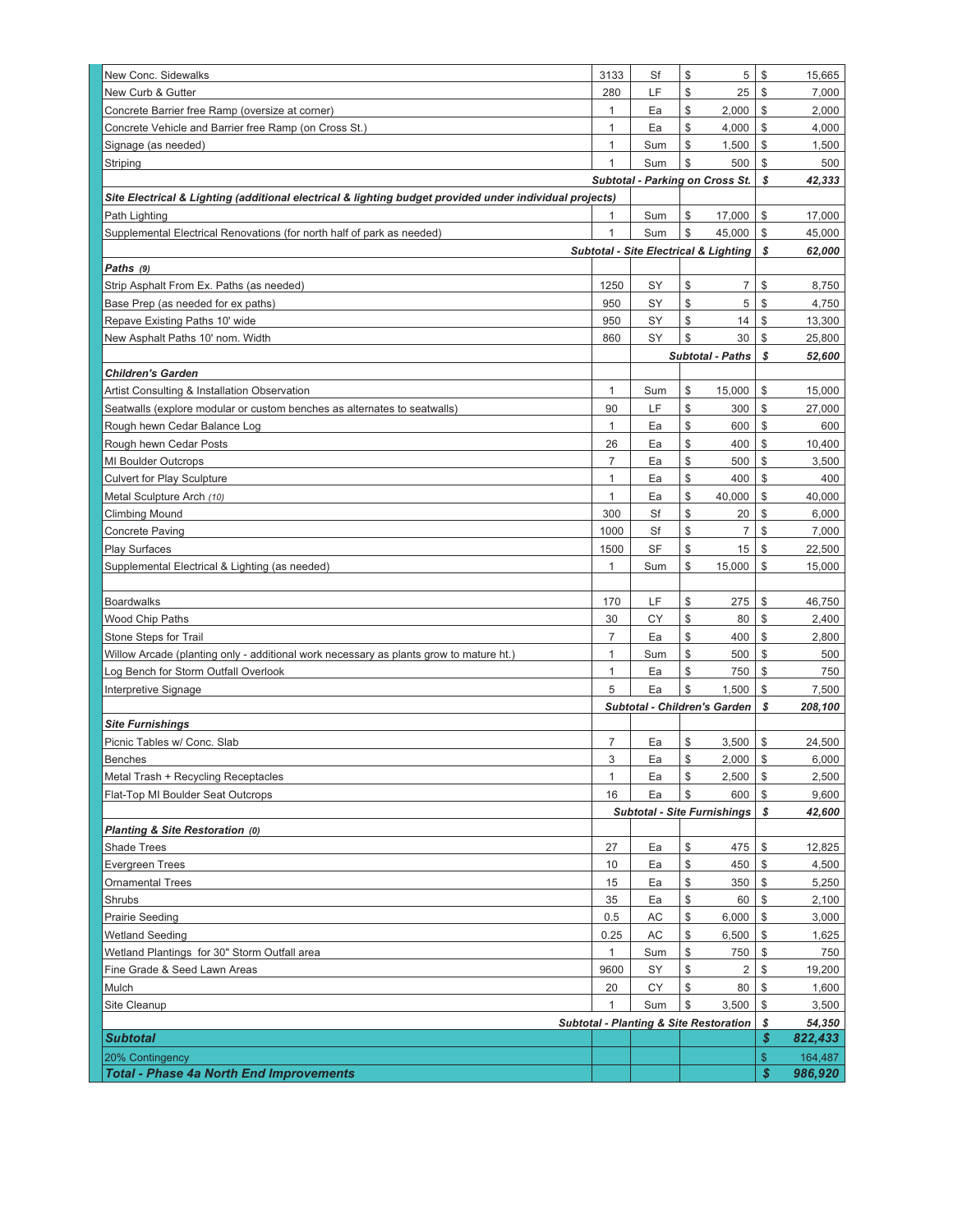| Item | Qty | Unit | Unit Cost | Total |
|---|---|---|---|---|
| New Conc. Sidewalks | 3133 | Sf | $ 5 | $ 15,665 |
| New Curb & Gutter | 280 | LF | $ 25 | $ 7,000 |
| Concrete Barrier free Ramp (oversize at corner) | 1 | Ea | $ 2,000 | $ 2,000 |
| Concrete Vehicle and Barrier free Ramp (on Cross St.) | 1 | Ea | $ 4,000 | $ 4,000 |
| Signage (as needed) | 1 | Sum | $ 1,500 | $ 1,500 |
| Striping | 1 | Sum | $ 500 | $ 500 |
| | | | ***Subtotal - Parking on Cross St.*** | ***$ 42,333*** |
| ***Site Electrical & Lighting (additional electrical & lighting budget provided under individual projects)*** | | | | |
| Path Lighting | 1 | Sum | $ 17,000 | $ 17,000 |
| Supplemental Electrical Renovations (for north half of park as needed) | 1 | Sum | $ 45,000 | $ 45,000 |
| | | | ***Subtotal - Site Electrical & Lighting*** | ***$ 62,000*** |
| ***Paths*** *(9)* | | | | |
| Strip Asphalt From Ex. Paths (as needed) | 1250 | SY | $ 7 | $ 8,750 |
| Base Prep (as needed for ex paths) | 950 | SY | $ 5 | $ 4,750 |
| Repave Existing Paths 10' wide | 950 | SY | $ 14 | $ 13,300 |
| New Asphalt Paths 10' nom. Width | 860 | SY | $ 30 | $ 25,800 |
| | | | ***Subtotal - Paths*** | ***$ 52,600*** |
| ***Children's Garden*** | | | | |
| Artist Consulting & Installation Observation | 1 | Sum | $ 15,000 | $ 15,000 |
| Seatwalls (explore modular or custom benches as alternates to seatwalls) | 90 | LF | $ 300 | $ 27,000 |
| Rough hewn Cedar Balance Log | 1 | Ea | $ 600 | $ 600 |
| Rough hewn Cedar Posts | 26 | Ea | $ 400 | $ 10,400 |
| MI Boulder Outcrops | 7 | Ea | $ 500 | $ 3,500 |
| Culvert for Play Sculpture | 1 | Ea | $ 400 | $ 400 |
| Metal Sculpture Arch *(10)* | 1 | Ea | $ 40,000 | $ 40,000 |
| Climbing Mound | 300 | Sf | $ 20 | $ 6,000 |
| Concrete Paving | 1000 | Sf | $ 7 | $ 7,000 |
| Play Surfaces | 1500 | SF | $ 15 | $ 22,500 |
| Supplemental Electrical & Lighting (as needed) | 1 | Sum | $ 15,000 | $ 15,000 |
| | | | | |
| Boardwalks | 170 | LF | $ 275 | $ 46,750 |
| Wood Chip Paths | 30 | CY | $ 80 | $ 2,400 |
| Stone Steps for Trail | 7 | Ea | $ 400 | $ 2,800 |
| Willow Arcade (planting only - additional work necessary as plants grow to mature ht.) | 1 | Sum | $ 500 | $ 500 |
| Log Bench for Storm Outfall Overlook | 1 | Ea | $ 750 | $ 750 |
| Interpretive Signage | 5 | Ea | $ 1,500 | $ 7,500 |
| | | | ***Subtotal - Children's Garden*** | ***$ 208,100*** |
| ***Site Furnishings*** | | | | |
| Picnic Tables w/ Conc. Slab | 7 | Ea | $ 3,500 | $ 24,500 |
| Benches | 3 | Ea | $ 2,000 | $ 6,000 |
| Metal Trash + Recycling Receptacles | 1 | Ea | $ 2,500 | $ 2,500 |
| Flat-Top MI Boulder Seat Outcrops | 16 | Ea | $ 600 | $ 9,600 |
| | | | ***Subtotal - Site Furnishings*** | ***$ 42,600*** |
| ***Planting & Site Restoration*** *(0)* | | | | |
| Shade Trees | 27 | Ea | $ 475 | $ 12,825 |
| Evergreen Trees | 10 | Ea | $ 450 | $ 4,500 |
| Ornamental Trees | 15 | Ea | $ 350 | $ 5,250 |
| Shrubs | 35 | Ea | $ 60 | $ 2,100 |
| Prairie Seeding | 0.5 | AC | $ 6,000 | $ 3,000 |
| Wetland Seeding | 0.25 | AC | $ 6,500 | $ 1,625 |
| Wetland Plantings for 30" Storm Outfall area | 1 | Sum | $ 750 | $ 750 |
| Fine Grade & Seed Lawn Areas | 9600 | SY | $ 2 | $ 19,200 |
| Mulch | 20 | CY | $ 80 | $ 1,600 |
| Site Cleanup | 1 | Sum | $ 3,500 | $ 3,500 |
| | | | ***Subtotal - Planting & Site Restoration*** | ***$ 54,350*** |
| ***Subtotal*** | | | | ***$ 822,433*** |
| 20% Contingency | | | | $ 164,487 |
| ***Total - Phase 4a North End Improvements*** | | | | ***$ 986,920*** |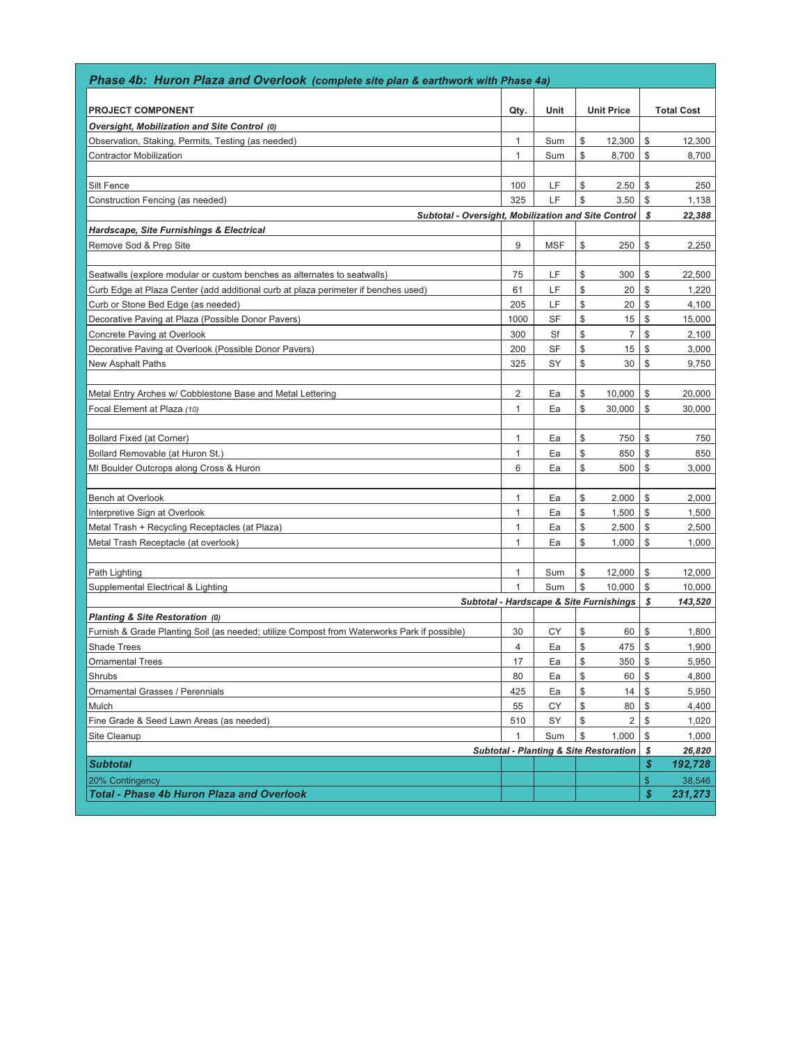## *Phase 4b: Huron Plaza and Overlook (complete site plan & earthwork with Phase 4a)*

| PROJECT COMPONENT | Qty. | Unit | Unit Price | Total Cost |
|---|---|---|---|---|
| ***Oversight, Mobilization and Site Control** (0)* | | | | |
| Observation, Staking, Permits, Testing (as needed) | 1 | Sum | $ 12,300 | $ 12,300 |
| Contractor Mobilization | 1 | Sum | $ 8,700 | $ 8,700 |
| | | | | |
| Silt Fence | 100 | LF | $ 2.50 | $ 250 |
| Construction Fencing (as needed) | 325 | LF | $ 3.50 | $ 1,138 |
| ***Subtotal - Oversight, Mobilization and Site Control*** | | | | ***$ 22,388*** |
| ***Hardscape, Site Furnishings & Electrical*** | | | | |
| Remove Sod & Prep Site | 9 | MSF | $ 250 | $ 2,250 |
| | | | | |
| Seatwalls (explore modular or custom benches as alternates to seatwalls) | 75 | LF | $ 300 | $ 22,500 |
| Curb Edge at Plaza Center (add additional curb at plaza perimeter if benches used) | 61 | LF | $ 20 | $ 1,220 |
| Curb or Stone Bed Edge (as needed) | 205 | LF | $ 20 | $ 4,100 |
| Decorative Paving at Plaza (Possible Donor Pavers) | 1000 | SF | $ 15 | $ 15,000 |
| Concrete Paving at Overlook | 300 | Sf | $ 7 | $ 2,100 |
| Decorative Paving at Overlook (Possible Donor Pavers) | 200 | SF | $ 15 | $ 3,000 |
| New Asphalt Paths | 325 | SY | $ 30 | $ 9,750 |
| | | | | |
| Metal Entry Arches w/ Cobblestone Base and Metal Lettering | 2 | Ea | $ 10,000 | $ 20,000 |
| Focal Element at Plaza *(10)* | 1 | Ea | $ 30,000 | $ 30,000 |
| | | | | |
| Bollard Fixed (at Corner) | 1 | Ea | $ 750 | $ 750 |
| Bollard Removable (at Huron St.) | 1 | Ea | $ 850 | $ 850 |
| MI Boulder Outcrops along Cross & Huron | 6 | Ea | $ 500 | $ 3,000 |
| | | | | |
| Bench at Overlook | 1 | Ea | $ 2,000 | $ 2,000 |
| Interpretive Sign at Overlook | 1 | Ea | $ 1,500 | $ 1,500 |
| Metal Trash + Recycling Receptacles (at Plaza) | 1 | Ea | $ 2,500 | $ 2,500 |
| Metal Trash Receptacle (at overlook) | 1 | Ea | $ 1,000 | $ 1,000 |
| | | | | |
| Path Lighting | 1 | Sum | $ 12,000 | $ 12,000 |
| Supplemental Electrical & Lighting | 1 | Sum | $ 10,000 | $ 10,000 |
| ***Subtotal - Hardscape & Site Furnishings*** | | | | ***$ 143,520*** |
| ***Planting & Site Restoration** (0)* | | | | |
| Furnish & Grade Planting Soil (as needed; utilize Compost from Waterworks Park if possible) | 30 | CY | $ 60 | $ 1,800 |
| Shade Trees | 4 | Ea | $ 475 | $ 1,900 |
| Ornamental Trees | 17 | Ea | $ 350 | $ 5,950 |
| Shrubs | 80 | Ea | $ 60 | $ 4,800 |
| Ornamental Grasses / Perennials | 425 | Ea | $ 14 | $ 5,950 |
| Mulch | 55 | CY | $ 80 | $ 4,400 |
| Fine Grade & Seed Lawn Areas (as needed) | 510 | SY | $ 2 | $ 1,020 |
| Site Cleanup | 1 | Sum | $ 1,000 | $ 1,000 |
| ***Subtotal - Planting & Site Restoration*** | | | | ***$ 26,820*** |
| ***Subtotal*** | | | | ***$ 192,728*** |
| 20% Contingency | | | | $ 38,546 |
| ***Total - Phase 4b Huron Plaza and Overlook*** | | | | ***$ 231,273*** |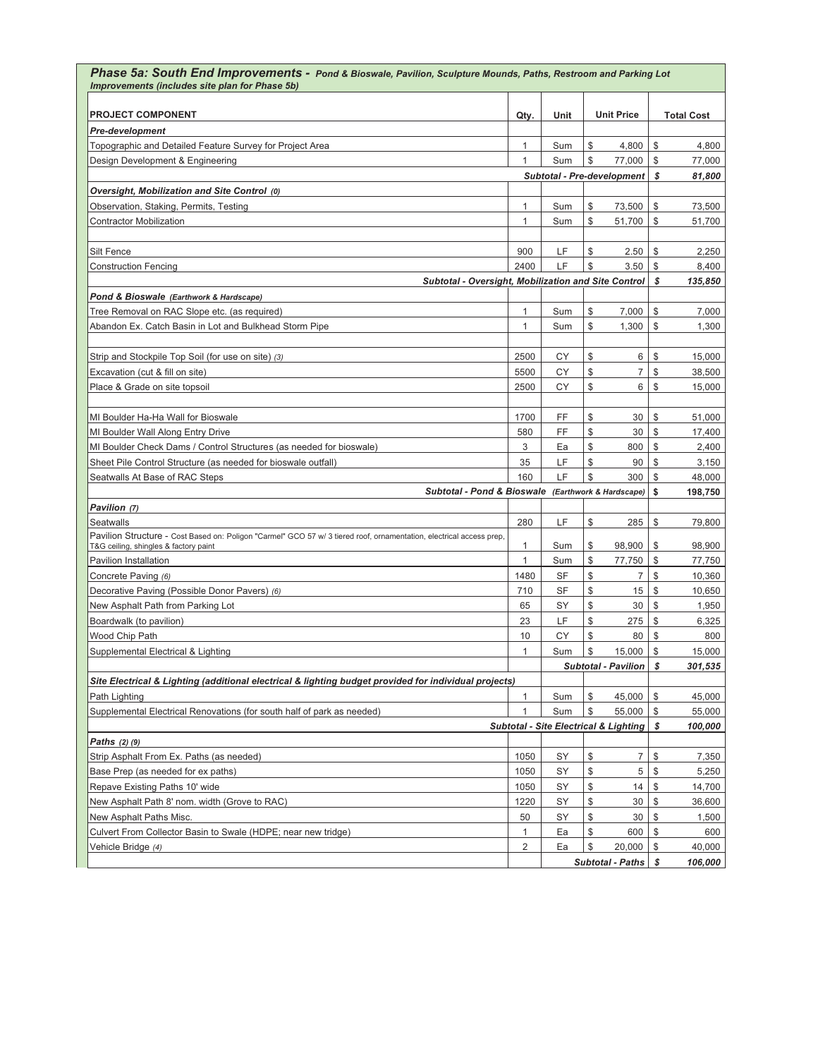## *Phase 5a: South End Improvements - Pond & Bioswale, Pavilion, Sculpture Mounds, Paths, Restroom and Parking Lot Improvements (includes site plan for Phase 5b)*

| PROJECT COMPONENT | Qty. | Unit | Unit Price | Total Cost |
|---|---|---|---|---|
| ***Pre-development*** | | | | |
| Topographic and Detailed Feature Survey for Project Area | 1 | Sum | $ 4,800 | $ 4,800 |
| Design Development & Engineering | 1 | Sum | $ 77,000 | $ 77,000 |
| | | | ***Subtotal - Pre-development*** | ***$ 81,800*** |
| ***Oversight, Mobilization and Site Control (0)*** | | | | |
| Observation, Staking, Permits, Testing | 1 | Sum | $ 73,500 | $ 73,500 |
| Contractor Mobilization | 1 | Sum | $ 51,700 | $ 51,700 |
| | | | | |
| Silt Fence | 900 | LF | $ 2.50 | $ 2,250 |
| Construction Fencing | 2400 | LF | $ 3.50 | $ 8,400 |
| ***Subtotal - Oversight, Mobilization and Site Control*** | | | | ***$ 135,850*** |
| ***Pond & Bioswale (Earthwork & Hardscape)*** | | | | |
| Tree Removal on RAC Slope etc. (as required) | 1 | Sum | $ 7,000 | $ 7,000 |
| Abandon Ex. Catch Basin in Lot and Bulkhead Storm Pipe | 1 | Sum | $ 1,300 | $ 1,300 |
| | | | | |
| Strip and Stockpile Top Soil (for use on site) *(3)* | 2500 | CY | $ 6 | $ 15,000 |
| Excavation (cut & fill on site) | 5500 | CY | $ 7 | $ 38,500 |
| Place & Grade on site topsoil | 2500 | CY | $ 6 | $ 15,000 |
| | | | | |
| MI Boulder Ha-Ha Wall for Bioswale | 1700 | FF | $ 30 | $ 51,000 |
| MI Boulder Wall Along Entry Drive | 580 | FF | $ 30 | $ 17,400 |
| MI Boulder Check Dams / Control Structures (as needed for bioswale) | 3 | Ea | $ 800 | $ 2,400 |
| Sheet Pile Control Structure (as needed for bioswale outfall) | 35 | LF | $ 90 | $ 3,150 |
| Seatwalls At Base of RAC Steps | 160 | LF | $ 300 | $ 48,000 |
| ***Subtotal - Pond & Bioswale (Earthwork & Hardscape)*** | | | | **$ 198,750** |
| ***Pavilion (7)*** | | | | |
| Seatwalls | 280 | LF | $ 285 | $ 79,800 |
| Pavilion Structure - Cost Based on: Poligon "Carmel" GCO 57 w/ 3 tiered roof, ornamentation, electrical access prep, T&G ceiling, shingles & factory paint | 1 | Sum | $ 98,900 | $ 98,900 |
| Pavilion Installation | 1 | Sum | $ 77,750 | $ 77,750 |
| Concrete Paving *(6)* | 1480 | SF | $ 7 | $ 10,360 |
| Decorative Paving (Possible Donor Pavers) *(6)* | 710 | SF | $ 15 | $ 10,650 |
| New Asphalt Path from Parking Lot | 65 | SY | $ 30 | $ 1,950 |
| Boardwalk (to pavilion) | 23 | LF | $ 275 | $ 6,325 |
| Wood Chip Path | 10 | CY | $ 80 | $ 800 |
| Supplemental Electrical & Lighting | 1 | Sum | $ 15,000 | $ 15,000 |
| | | | ***Subtotal - Pavilion*** | ***$ 301,535*** |
| ***Site Electrical & Lighting (additional electrical & lighting budget provided for individual projects)*** | | | | |
| Path Lighting | 1 | Sum | $ 45,000 | $ 45,000 |
| Supplemental Electrical Renovations (for south half of park as needed) | 1 | Sum | $ 55,000 | $ 55,000 |
| ***Subtotal - Site Electrical & Lighting*** | | | | ***$ 100,000*** |
| ***Paths (2) (9)*** | | | | |
| Strip Asphalt From Ex. Paths (as needed) | 1050 | SY | $ 7 | $ 7,350 |
| Base Prep (as needed for ex paths) | 1050 | SY | $ 5 | $ 5,250 |
| Repave Existing Paths 10' wide | 1050 | SY | $ 14 | $ 14,700 |
| New Asphalt Path 8' nom. width (Grove to RAC) | 1220 | SY | $ 30 | $ 36,600 |
| New Asphalt Paths Misc. | 50 | SY | $ 30 | $ 1,500 |
| Culvert From Collector Basin to Swale (HDPE; near new tridge) | 1 | Ea | $ 600 | $ 600 |
| Vehicle Bridge *(4)* | 2 | Ea | $ 20,000 | $ 40,000 |
| | | | ***Subtotal - Paths*** | ***$ 106,000*** |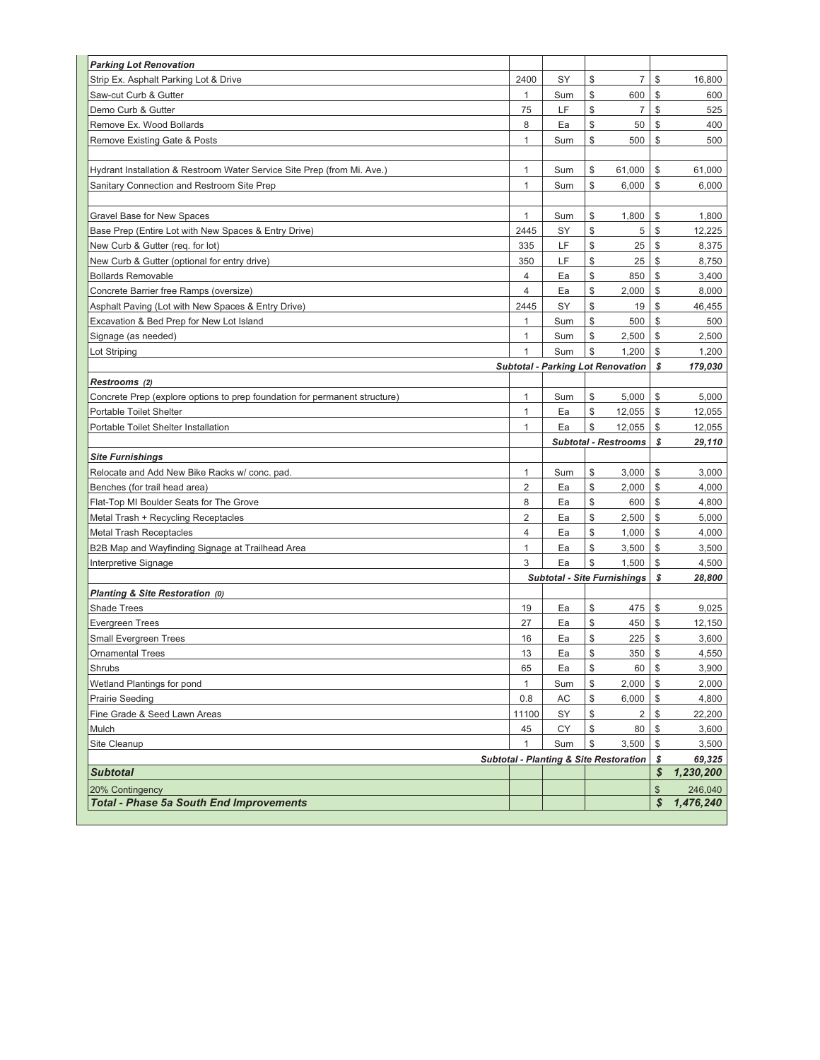| | | | | |
|---|---|---|---|---|
| ***Parking Lot Renovation*** | | | | |
| Strip Ex. Asphalt Parking Lot & Drive | 2400 | SY | $ 7 | $ 16,800 |
| Saw-cut Curb & Gutter | 1 | Sum | $ 600 | $ 600 |
| Demo Curb & Gutter | 75 | LF | $ 7 | $ 525 |
| Remove Ex. Wood Bollards | 8 | Ea | $ 50 | $ 400 |
| Remove Existing Gate & Posts | 1 | Sum | $ 500 | $ 500 |
| | | | | |
| Hydrant Installation & Restroom Water Service Site Prep (from Mi. Ave.) | 1 | Sum | $ 61,000 | $ 61,000 |
| Sanitary Connection and Restroom Site Prep | 1 | Sum | $ 6,000 | $ 6,000 |
| | | | | |
| Gravel Base for New Spaces | 1 | Sum | $ 1,800 | $ 1,800 |
| Base Prep (Entire Lot with New Spaces & Entry Drive) | 2445 | SY | $ 5 | $ 12,225 |
| New Curb & Gutter (req. for lot) | 335 | LF | $ 25 | $ 8,375 |
| New Curb & Gutter (optional for entry drive) | 350 | LF | $ 25 | $ 8,750 |
| Bollards Removable | 4 | Ea | $ 850 | $ 3,400 |
| Concrete Barrier free Ramps (oversize) | 4 | Ea | $ 2,000 | $ 8,000 |
| Asphalt Paving (Lot with New Spaces & Entry Drive) | 2445 | SY | $ 19 | $ 46,455 |
| Excavation & Bed Prep for New Lot Island | 1 | Sum | $ 500 | $ 500 |
| Signage (as needed) | 1 | Sum | $ 2,500 | $ 2,500 |
| Lot Striping | 1 | Sum | $ 1,200 | $ 1,200 |
| | ***Subtotal - Parking Lot Renovation*** | | | ***$ 179,030*** |
| ***Restrooms (2)*** | | | | |
| Concrete Prep (explore options to prep foundation for permanent structure) | 1 | Sum | $ 5,000 | $ 5,000 |
| Portable Toilet Shelter | 1 | Ea | $ 12,055 | $ 12,055 |
| Portable Toilet Shelter Installation | 1 | Ea | $ 12,055 | $ 12,055 |
| | | ***Subtotal - Restrooms*** | | ***$ 29,110*** |
| ***Site Furnishings*** | | | | |
| Relocate and Add New Bike Racks w/ conc. pad. | 1 | Sum | $ 3,000 | $ 3,000 |
| Benches (for trail head area) | 2 | Ea | $ 2,000 | $ 4,000 |
| Flat-Top MI Boulder Seats for The Grove | 8 | Ea | $ 600 | $ 4,800 |
| Metal Trash + Recycling Receptacles | 2 | Ea | $ 2,500 | $ 5,000 |
| Metal Trash Receptacles | 4 | Ea | $ 1,000 | $ 4,000 |
| B2B Map and Wayfinding Signage at Trailhead Area | 1 | Ea | $ 3,500 | $ 3,500 |
| Interpretive Signage | 3 | Ea | $ 1,500 | $ 4,500 |
| | ***Subtotal - Site Furnishings*** | | | ***$ 28,800*** |
| ***Planting & Site Restoration (0)*** | | | | |
| Shade Trees | 19 | Ea | $ 475 | $ 9,025 |
| Evergreen Trees | 27 | Ea | $ 450 | $ 12,150 |
| Small Evergreen Trees | 16 | Ea | $ 225 | $ 3,600 |
| Ornamental Trees | 13 | Ea | $ 350 | $ 4,550 |
| Shrubs | 65 | Ea | $ 60 | $ 3,900 |
| Wetland Plantings for pond | 1 | Sum | $ 2,000 | $ 2,000 |
| Prairie Seeding | 0.8 | AC | $ 6,000 | $ 4,800 |
| Fine Grade & Seed Lawn Areas | 11100 | SY | $ 2 | $ 22,200 |
| Mulch | 45 | CY | $ 80 | $ 3,600 |
| Site Cleanup | 1 | Sum | $ 3,500 | $ 3,500 |
| | ***Subtotal - Planting & Site Restoration*** | | | ***$ 69,325*** |
| ***Subtotal*** | | | | ***$ 1,230,200*** |
| 20% Contingency | | | | $ 246,040 |
| ***Total - Phase 5a South End Improvements*** | | | | ***$ 1,476,240*** |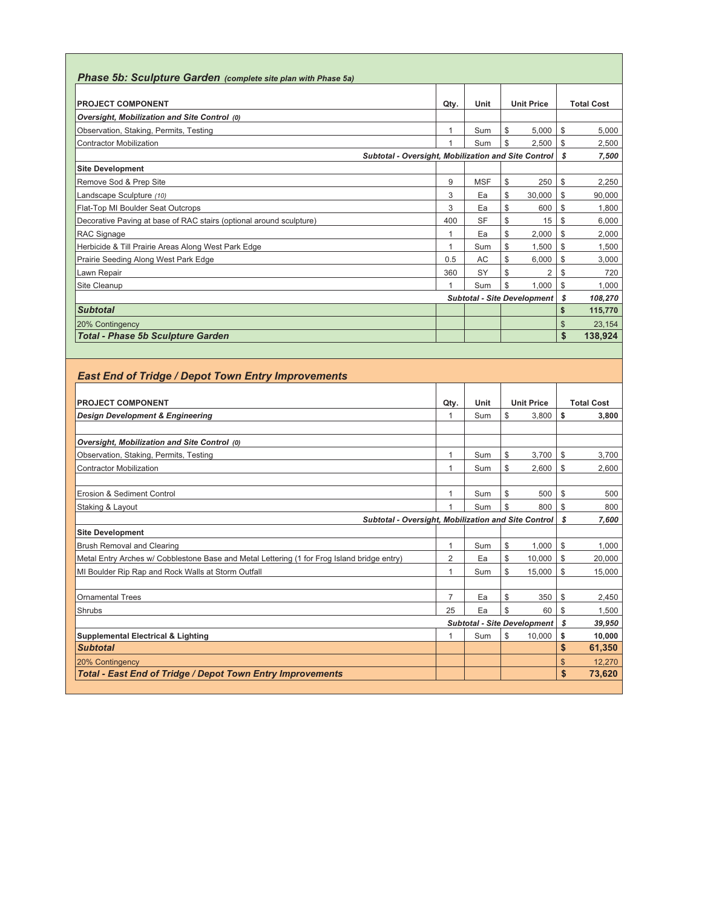## *Phase 5b: Sculpture Garden* *(complete site plan with Phase 5a)*

| PROJECT COMPONENT | Qty. | Unit | Unit Price | Total Cost |
|---|---|---|---|---|
| ***Oversight, Mobilization and Site Control*** *(0)* | | | | |
| Observation, Staking, Permits, Testing | 1 | Sum | $ 5,000 | $ 5,000 |
| Contractor Mobilization | 1 | Sum | $ 2,500 | $ 2,500 |
| ***Subtotal - Oversight, Mobilization and Site Control*** | | | | ***$ 7,500*** |
| **Site Development** | | | | |
| Remove Sod & Prep Site | 9 | MSF | $ 250 | $ 2,250 |
| Landscape Sculpture *(10)* | 3 | Ea | $ 30,000 | $ 90,000 |
| Flat-Top MI Boulder Seat Outcrops | 3 | Ea | $ 600 | $ 1,800 |
| Decorative Paving at base of RAC stairs (optional around sculpture) | 400 | SF | $ 15 | $ 6,000 |
| RAC Signage | 1 | Ea | $ 2,000 | $ 2,000 |
| Herbicide & Till Prairie Areas Along West Park Edge | 1 | Sum | $ 1,500 | $ 1,500 |
| Prairie Seeding Along West Park Edge | 0.5 | AC | $ 6,000 | $ 3,000 |
| Lawn Repair | 360 | SY | $ 2 | $ 720 |
| Site Cleanup | 1 | Sum | $ 1,000 | $ 1,000 |
| ***Subtotal - Site Development*** | | | | ***$ 108,270*** |
| ***Subtotal*** | | | | **$ 115,770** |
| 20% Contingency | | | | $ 23,154 |
| ***Total - Phase 5b Sculpture Garden*** | | | | **$ 138,924** |

## *East End of Tridge / Depot Town Entry Improvements*

| PROJECT COMPONENT | Qty. | Unit | Unit Price | Total Cost |
|---|---|---|---|---|
| ***Design Development & Engineering*** | 1 | Sum | $ 3,800 | **$ 3,800** |
| | | | | |
| ***Oversight, Mobilization and Site Control*** *(0)* | | | | |
| Observation, Staking, Permits, Testing | 1 | Sum | $ 3,700 | $ 3,700 |
| Contractor Mobilization | 1 | Sum | $ 2,600 | $ 2,600 |
| | | | | |
| Erosion & Sediment Control | 1 | Sum | $ 500 | $ 500 |
| Staking & Layout | 1 | Sum | $ 800 | $ 800 |
| ***Subtotal - Oversight, Mobilization and Site Control*** | | | | ***$ 7,600*** |
| **Site Development** | | | | |
| Brush Removal and Clearing | 1 | Sum | $ 1,000 | $ 1,000 |
| Metal Entry Arches w/ Cobblestone Base and Metal Lettering (1 for Frog Island bridge entry) | 2 | Ea | $ 10,000 | $ 20,000 |
| MI Boulder Rip Rap and Rock Walls at Storm Outfall | 1 | Sum | $ 15,000 | $ 15,000 |
| | | | | |
| Ornamental Trees | 7 | Ea | $ 350 | $ 2,450 |
| Shrubs | 25 | Ea | $ 60 | $ 1,500 |
| ***Subtotal - Site Development*** | | | | ***$ 39,950*** |
| **Supplemental Electrical & Lighting** | 1 | Sum | $ 10,000 | **$ 10,000** |
| ***Subtotal*** | | | | **$ 61,350** |
| 20% Contingency | | | | $ 12,270 |
| ***Total - East End of Tridge / Depot Town Entry Improvements*** | | | | **$ 73,620** |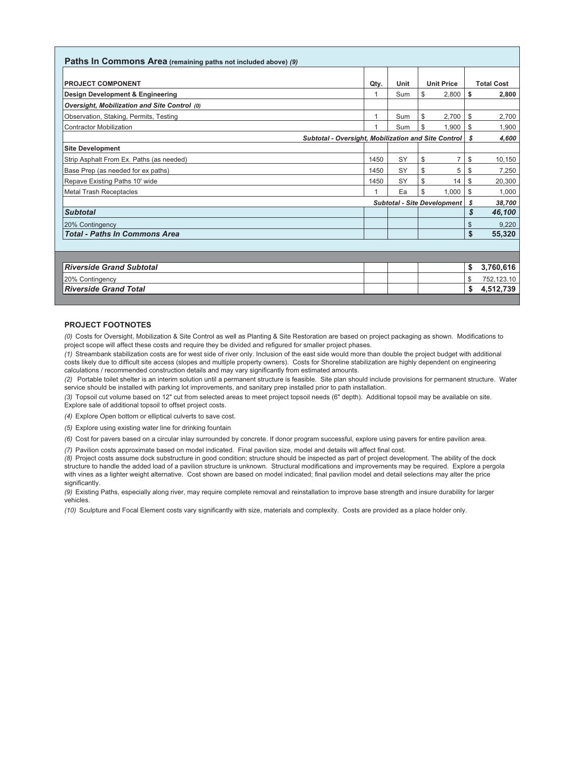| **Paths In Commons Area** (remaining paths not included above) *(9)* | | | | |
|---|---|---|---|---|
| **PROJECT COMPONENT** | **Qty.** | **Unit** | **Unit Price** | **Total Cost** |
| **Design Development & Engineering** | 1 | Sum | $ 2,800 | **$ 2,800** |
| ***Oversight, Mobilization and Site Control*** *(0)* | | | | |
| Observation, Staking, Permits, Testing | 1 | Sum | $ 2,700 | $ 2,700 |
| Contractor Mobilization | 1 | Sum | $ 1,900 | $ 1,900 |
| ***Subtotal - Oversight, Mobilization and Site Control*** | | | | ***$ 4,600*** |
| **Site Development** | | | | |
| Strip Asphalt From Ex. Paths (as needed) | 1450 | SY | $ 7 | $ 10,150 |
| Base Prep (as needed for ex paths) | 1450 | SY | $ 5 | $ 7,250 |
| Repave Existing Paths 10' wide | 1450 | SY | $ 14 | $ 20,300 |
| Metal Trash Receptacles | 1 | Ea | $ 1,000 | $ 1,000 |
| ***Subtotal - Site Development*** | | | | ***$ 38,700*** |
| ***Subtotal*** | | | | ***$ 46,100*** |
| 20% Contingency | | | | $ 9,220 |
| ***Total - Paths In Commons Area*** | | | | **$ 55,320** |

| | | | | |
|---|---|---|---|---|
| ***Riverside Grand Subtotal*** | | | | **$ 3,760,616** |
| 20% Contingency | | | | $ 752,123.10 |
| ***Riverside Grand Total*** | | | | **$ 4,512,739** |

### PROJECT FOOTNOTES

*(0)* Costs for Oversight, Mobilization & Site Control as well as Planting & Site Restoration are based on project packaging as shown. Modifications to project scope will affect these costs and require they be divided and refigured for smaller project phases.

*(1)* Streambank stabilization costs are for west side of river only. Inclusion of the east side would more than double the project budget with additional costs likely due to difficult site access (slopes and multiple property owners). Costs for Shoreline stabilization are highly dependent on engineering calculations / recommended construction details and may vary significantly from estimated amounts.

*(2)* Portable toilet shelter is an interim solution until a permanent structure is feasible. Site plan should include provisions for permanent structure. Water service should be installed with parking lot improvements, and sanitary prep installed prior to path installation.

*(3)* Topsoil cut volume based on 12" cut from selected areas to meet project topsoil needs (6" depth). Additional topsoil may be available on site. Explore sale of additional topsoil to offset project costs.

*(4)* Explore Open bottom or elliptical culverts to save cost.

*(5)* Explore using existing water line for drinking fountain

*(6)* Cost for pavers based on a circular inlay surrounded by concrete. If donor program successful, explore using pavers for entire pavilion area.

*(7)* Pavilion costs approximate based on model indicated. Final pavilion size, model and details will affect final cost.

*(8)* Project costs assume dock substructure in good condition; structure should be inspected as part of project development. The ability of the dock structure to handle the added load of a pavilion structure is unknown. Structural modifications and improvements may be required. Explore a pergola with vines as a lighter weight alternative. Cost shown are based on model indicated; final pavilion model and detail selections may alter the price significantly.

*(9)* Existing Paths, especially along river, may require complete removal and reinstallation to improve base strength and insure durability for larger vehicles.

*(10)* Sculpture and Focal Element costs vary significantly with size, materials and complexity. Costs are provided as a place holder only.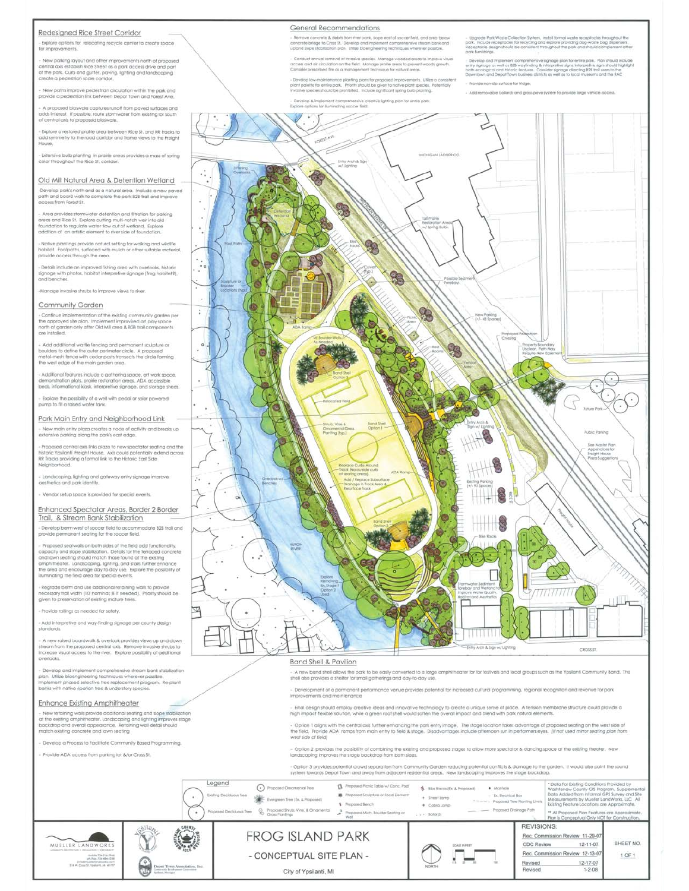## Redesigned Rice Street Corridor

- Explore options for relocating recycle center to create space for improvements.

- New parking layout and other improvements north of proposed central axis establish Rice Street as a park access drive and part of the park. Curb and gutter, paving, lighting and landscaping create a pedestrian scale corridor.

- New paths improve pedestrian circulation within the park and provide a pedestrian link between Depot Town and Forest Ave.

- A proposed bioswale captures runoff from paved surfaces and adds interest. If possible, route stormwater from existing lot south of central axis to proposed bioswale.

- Explore a restored prairie area between Rice St. and RR tracks to add symmetry to the road corridor and frame views to the Freight House.

- Extensive bulb planting in prairie areas provides a mass of spring color throughout the Rice St. corridor.

## Old Mill Natural Area & Detention Wetland

-Develop park's north end as a natural area. Include a new paved path and board walk to complete the park B2B trail and improve access from Forest St.

- Area provides stormwater detention and filtration for parking areas and Rice St. Explore cutting multi-notch weir into old foundation to regulate water flow out of wetland. Explore addition of an artistic element to river side of foundation.

- Native plantings provide natural setting for walking and wildlife habitat. Footpaths, surfaced with mulch or other suitable material, provide access through the area.

- Details include an improved fishing area with overlooks, historic signage with photos, habitat interpretive signage (frog habitat?), and benches.

-Manage invasive shrubs to improve views to river.

## Community Garden

- Continue implementation of the existing community garden per the approved site plan. Implement improvised art play space north of garden only after Old Mill area & B2B trail components are installed.

- Add additional wattle fencing and permanent sculpture or boulders to define the outer perimeter circle. A proposed metal-mesh fence with cedar posts transects the circle forming the west edge of the main garden area.

- Additional features include a gathering space, art work space, demonstration plots, prairie restoration areas, ADA accessible beds, informational kiosk, interpretive signage, and storage sheds.

- Explore the possibility of a well with pedal or solar powered pump to fill a raised water tank.

## Park Main Entry and Neighborhood Link

- New main entry plaza creates a node of activity and breaks up extensive parking along the park's east edge.

- Proposed central axis links plaza to new spectator seating and the historic Ypsilanti Freight House. Axis could potentially extend across RR Tracks providing a formal link to the Historic East Side Neighborhood.

- Landscaping, lighting and gateway entry signage improve aesthetics and park identity.

- Vendor setup space is provided for special events.

## Enhanced Spectator Areas, Border 2 Border Trail, & Stream Bank Stabilization

- Develop berm west of soccer field to accommodate B2B trail and provide permanent seating for the soccer field.

- Proposed seatwalls on both sides of the field add functionality, capacity and slope stabilization. Details for the terraced concrete and lawn seating should match those found at the existing amphitheater. Landscaping, lighting, and trails further enhance the area and encourage day to day use. Explore the possibility of illuminating the field area for special events.

- Regrade berm and use additional retaining walls to provide necessary trail width (10 nominal; 8' if needed). Priority should be given to preservation of existing mature trees.

- Provide railings as needed for safety.

- Add interpretive and way-finding signage per county design standards.

- A new raised boardwalk & overlook provides views up and down stream from the proposed central axis. Remove invasive shrubs to increase visual access to the river. Explore possibility of additional overlooks.

- Develop and implement comprehensive stream bank stabilization plan. Utilize bioengineering techniques wherever possible. Implement phased selective tree replacement program. Re-plant banks with native riparian tree & understory species.

## Enhance Existing Amphitheater

- New retaining walls provide additional seating and slope stabilization at the existing amphitheater. Landscaping and lighting improves stage backdrop and overall appearance. Retaining wall detail should match existing concrete and lawn seating

- Develop a Process to Facilitate Community Based Programming.

- Provide ADA access from parking lot &/or Cross St.

## General Recommendations

- Remove concrete & debris from river bank, slope east of soccer field, and area below concrete bridge to Cross St. Develop and implement comprehensive stream bank and upland slope stabilization plan. Utilize bioengineering techniques wherever possible.

- Conduct annual removal of invasive species. Manage wooded areas to improve visual access and air circulation on the field. Manage prairie areas to prevent woody growth. Consider prescribed fire as a management technique for natural areas.

- Develop low-maintenance planting plans for proposed improvements. Utilize a consistent plant palette for entire park. Priority should be given to native plant species. Potentially invasive species should be prohibited. Include significant spring bulb planting.

- Develop & implement comprehensive creative lighting plan for entire park. Explore options for illuminating soccer field.

- Upgrade Park Waste Collection System. Install formal waste receptacles throughout the park. Include receptacles for recycling and explore providing dog-waste bag dispensers. Receptacle design should be consistent throughout the park and should complement other park furnishings.

- Develop and implement comprehensive signage plan for entire park. Plan should include entry signage as well as B2B wayfinding & interpretive signs. Interpretive signs should highlight both ecological and historic features. Consider signage directing B2B trail users to the Downtown and Depot Town business districts as well as to local museums and the EAC

- Provide non-slip surface for bridge.

- Add removable bollards and grass-pave system to provide large vehicle access.

## Band Shell & Pavilion

- A new band shell allows the park to be easily converted to a large amphitheater for for festivals and local groups such as the Ypsilanti Community Band. The shell also provides a shelter for small gatherings and day-to-day use.

- Development of a permanent performance venue provides potential for increased cultural programming, regional recognition and revenue for park improvements and maintenance

- Final design should employ creative ideas and innovative technology to create a unique sense of place. A tension membrane structure could provide a high impact flexible solution, while a green roof shell would soften the overall impact and blend with park natural elements.

- Option 1 aligns with the central axis further enhancing the park entry image. The stage location takes advantage of proposed seating on the west side of the field. Provide ADA ramps from main entry to field & stage. Disadvantages include afternoon sun in performers eyes. *(If not used mirror seating plan from west side of field)*

- Option 2 provides the possibility of combining the existing and proposed stages to allow more spectator & dancing space at the existing theater. New landscaping improves the stage backdrop from both sides.

- Option 3 provides potential crowd separation from Community Garden reducing potential conflicts & damage to the garden. It would also point the sound system towards Depot Town and away from adjacent residential areas. New landscaping improves the stage backdrop.

## Legend

Existing Deciduous Tree; Proposed Deciduous Tree; Proposed Ornamental Tree; Evergreen Tree (Ex. & Proposed); Proposed Shrub, Vine, & Ornamental Grass Plantings; Proposed Picnic Table w/ Conc. Pad; Proposed Sculpture or Focal Element; Proposed Bench; Proposed Mich. Boulder Seating or Wall; Bike Racks (Ex. & Proposed); Street Lamp; Cobra Lamp; Bollard; Manhole; Ex. Electrical Box; Proposed Tree Planting Limits; Proposed Drainage Path

* Data For Existing Conditions Provided by Washtenaw County GIS Program. Supplemental Data Added from Informal GPS Survey and Site Measurements by Mueller LandWorks, LLC. All Existing Feature Locations are Approximate.

** All Proposed Plan Features are Approximate. Plan is Conceptual Only NOT for Construction.

# FROG ISLAND PARK
## - CONCEPTUAL SITE PLAN -
City of Ypsilanti, MI

| REVISIONS: | |
|---|---|
| Rec. Commission Review | 11-29-07 |
| CDC Review | 12-11-07 |
| Rec. Commission Review | 12-13-07 |
| Revised | 12-17-07 |
| Revised | 1-2-08 |

SHEET NO. 1 OF 1

MUELLER LANDWORKS — 514 W. Cross St. Ypsilanti, MI 48197

Depot Town Association, Inc.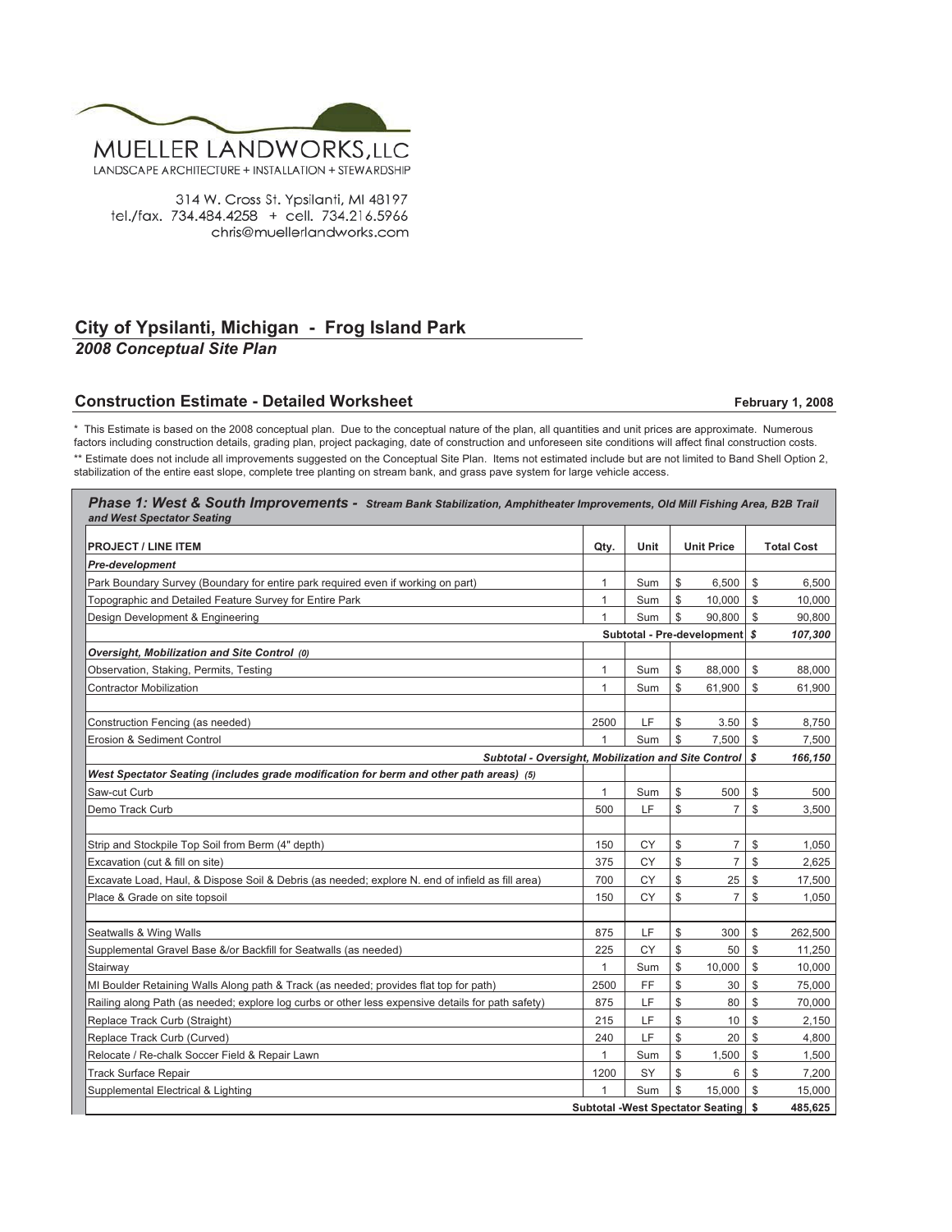MUELLER LANDWORKS, LLC

LANDSCAPE ARCHITECTURE + INSTALLATION + STEWARDSHIP

314 W. Cross St. Ypsilanti, MI 48197
tel./fax. 734.484.4258 + cell. 734.216.5966
chris@muellerlandworks.com

## City of Ypsilanti, Michigan - Frog Island Park

***2008 Conceptual Site Plan***

### Construction Estimate - Detailed Worksheet

**February 1, 2008**

\* This Estimate is based on the 2008 conceptual plan. Due to the conceptual nature of the plan, all quantities and unit prices are approximate. Numerous factors including construction details, grading plan, project packaging, date of construction and unforeseen site conditions will affect final construction costs.

\*\* Estimate does not include all improvements suggested on the Conceptual Site Plan. Items not estimated include but are not limited to Band Shell Option 2, stabilization of the entire east slope, complete tree planting on stream bank, and grass pave system for large vehicle access.

***Phase 1: West & South Improvements - Stream Bank Stabilization, Amphitheater Improvements, Old Mill Fishing Area, B2B Trail and West Spectator Seating***

| PROJECT / LINE ITEM | Qty. | Unit | Unit Price | Total Cost |
|---|---|---|---|---|
| ***Pre-development*** | | | | |
| Park Boundary Survey (Boundary for entire park required even if working on part) | 1 | Sum | $ 6,500 | $ 6,500 |
| Topographic and Detailed Feature Survey for Entire Park | 1 | Sum | $ 10,000 | $ 10,000 |
| Design Development & Engineering | 1 | Sum | $ 90,800 | $ 90,800 |
| | | | **Subtotal - Pre-development** | ***$ 107,300*** |
| ***Oversight, Mobilization and Site Control (0)*** | | | | |
| Observation, Staking, Permits, Testing | 1 | Sum | $ 88,000 | $ 88,000 |
| Contractor Mobilization | 1 | Sum | $ 61,900 | $ 61,900 |
| | | | | |
| Construction Fencing (as needed) | 2500 | LF | $ 3.50 | $ 8,750 |
| Erosion & Sediment Control | 1 | Sum | $ 7,500 | $ 7,500 |
| | | | ***Subtotal - Oversight, Mobilization and Site Control*** | ***$ 166,150*** |
| ***West Spectator Seating (includes grade modification for berm and other path areas) (5)*** | | | | |
| Saw-cut Curb | 1 | Sum | $ 500 | $ 500 |
| Demo Track Curb | 500 | LF | $ 7 | $ 3,500 |
| | | | | |
| Strip and Stockpile Top Soil from Berm (4" depth) | 150 | CY | $ 7 | $ 1,050 |
| Excavation (cut & fill on site) | 375 | CY | $ 7 | $ 2,625 |
| Excavate Load, Haul, & Dispose Soil & Debris (as needed; explore N. end of infield as fill area) | 700 | CY | $ 25 | $ 17,500 |
| Place & Grade on site topsoil | 150 | CY | $ 7 | $ 1,050 |
| | | | | |
| Seatwalls & Wing Walls | 875 | LF | $ 300 | $ 262,500 |
| Supplemental Gravel Base &/or Backfill for Seatwalls (as needed) | 225 | CY | $ 50 | $ 11,250 |
| Stairway | 1 | Sum | $ 10,000 | $ 10,000 |
| MI Boulder Retaining Walls Along path & Track (as needed; provides flat top for path) | 2500 | FF | $ 30 | $ 75,000 |
| Railing along Path (as needed; explore log curbs or other less expensive details for path safety) | 875 | LF | $ 80 | $ 70,000 |
| Replace Track Curb (Straight) | 215 | LF | $ 10 | $ 2,150 |
| Replace Track Curb (Curved) | 240 | LF | $ 20 | $ 4,800 |
| Relocate / Re-chalk Soccer Field & Repair Lawn | 1 | Sum | $ 1,500 | $ 1,500 |
| Track Surface Repair | 1200 | SY | $ 6 | $ 7,200 |
| Supplemental Electrical & Lighting | 1 | Sum | $ 15,000 | $ 15,000 |
| | | | **Subtotal -West Spectator Seating** | **$ 485,625** |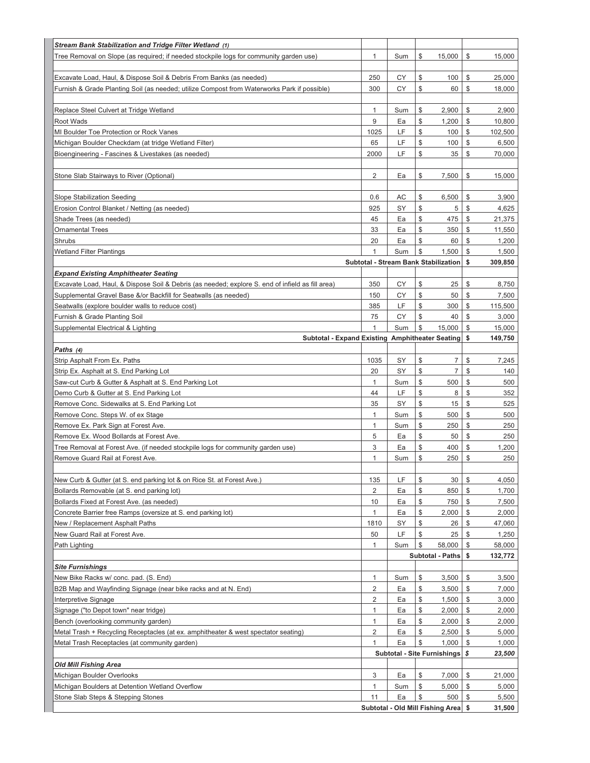| | | | | |
|---|---|---|---|---|
| ***Stream Bank Stabilization and Tridge Filter Wetland (1)*** | | | | |
| Tree Removal on Slope (as required; if needed stockpile logs for community garden use) | 1 | Sum | $ 15,000 | $ 15,000 |
| | | | | |
| Excavate Load, Haul, & Dispose Soil & Debris From Banks (as needed) | 250 | CY | $ 100 | $ 25,000 |
| Furnish & Grade Planting Soil (as needed; utilize Compost from Waterworks Park if possible) | 300 | CY | $ 60 | $ 18,000 |
| | | | | |
| Replace Steel Culvert at Tridge Wetland | 1 | Sum | $ 2,900 | $ 2,900 |
| Root Wads | 9 | Ea | $ 1,200 | $ 10,800 |
| MI Boulder Toe Protection or Rock Vanes | 1025 | LF | $ 100 | $ 102,500 |
| Michigan Boulder Checkdam (at tridge Wetland Filter) | 65 | LF | $ 100 | $ 6,500 |
| Bioengineering - Fascines & Livestakes (as needed) | 2000 | LF | $ 35 | $ 70,000 |
| | | | | |
| Stone Slab Stairways to River (Optional) | 2 | Ea | $ 7,500 | $ 15,000 |
| | | | | |
| Slope Stabilization Seeding | 0.6 | AC | $ 6,500 | $ 3,900 |
| Erosion Control Blanket / Netting (as needed) | 925 | SY | $ 5 | $ 4,625 |
| Shade Trees (as needed) | 45 | Ea | $ 475 | $ 21,375 |
| Ornamental Trees | 33 | Ea | $ 350 | $ 11,550 |
| Shrubs | 20 | Ea | $ 60 | $ 1,200 |
| Wetland Filter Plantings | 1 | Sum | $ 1,500 | $ 1,500 |
| **Subtotal - Stream Bank Stabilization** | | | | **$ 309,850** |
| ***Expand Existing Amphitheater Seating*** | | | | |
| Excavate Load, Haul, & Dispose Soil & Debris (as needed; explore S. end of infield as fill area) | 350 | CY | $ 25 | $ 8,750 |
| Supplemental Gravel Base &/or Backfill for Seatwalls (as needed) | 150 | CY | $ 50 | $ 7,500 |
| Seatwalls (explore boulder walls to reduce cost) | 385 | LF | $ 300 | $ 115,500 |
| Furnish & Grade Planting Soil | 75 | CY | $ 40 | $ 3,000 |
| Supplemental Electrical & Lighting | 1 | Sum | $ 15,000 | $ 15,000 |
| **Subtotal - Expand Existing Amphitheater Seating** | | | | **$ 149,750** |
| ***Paths (4)*** | | | | |
| Strip Asphalt From Ex. Paths | 1035 | SY | $ 7 | $ 7,245 |
| Strip Ex. Asphalt at S. End Parking Lot | 20 | SY | $ 7 | $ 140 |
| Saw-cut Curb & Gutter & Asphalt at S. End Parking Lot | 1 | Sum | $ 500 | $ 500 |
| Demo Curb & Gutter at S. End Parking Lot | 44 | LF | $ 8 | $ 352 |
| Remove Conc. Sidewalks at S. End Parking Lot | 35 | SY | $ 15 | $ 525 |
| Remove Conc. Steps W. of ex Stage | 1 | Sum | $ 500 | $ 500 |
| Remove Ex. Park Sign at Forest Ave. | 1 | Sum | $ 250 | $ 250 |
| Remove Ex. Wood Bollards at Forest Ave. | 5 | Ea | $ 50 | $ 250 |
| Tree Removal at Forest Ave. (if needed stockpile logs for community garden use) | 3 | Ea | $ 400 | $ 1,200 |
| Remove Guard Rail at Forest Ave. | 1 | Sum | $ 250 | $ 250 |
| | | | | |
| New Curb & Gutter (at S. end parking lot & on Rice St. at Forest Ave.) | 135 | LF | $ 30 | $ 4,050 |
| Bollards Removable (at S. end parking lot) | 2 | Ea | $ 850 | $ 1,700 |
| Bollards Fixed at Forest Ave. (as needed) | 10 | Ea | $ 750 | $ 7,500 |
| Concrete Barrier free Ramps (oversize at S. end parking lot) | 1 | Ea | $ 2,000 | $ 2,000 |
| New / Replacement Asphalt Paths | 1810 | SY | $ 26 | $ 47,060 |
| New Guard Rail at Forest Ave. | 50 | LF | $ 25 | $ 1,250 |
| Path Lighting | 1 | Sum | $ 58,000 | $ 58,000 |
| **Subtotal - Paths** | | | | **$ 132,772** |
| ***Site Furnishings*** | | | | |
| New Bike Racks w/ conc. pad. (S. End) | 1 | Sum | $ 3,500 | $ 3,500 |
| B2B Map and Wayfinding Signage (near bike racks and at N. End) | 2 | Ea | $ 3,500 | $ 7,000 |
| Interpretive Signage | 2 | Ea | $ 1,500 | $ 3,000 |
| Signage ("to Depot town" near tridge) | 1 | Ea | $ 2,000 | $ 2,000 |
| Bench (overlooking community garden) | 1 | Ea | $ 2,000 | $ 2,000 |
| Metal Trash + Recycling Receptacles (at ex. amphitheater & west spectator seating) | 2 | Ea | $ 2,500 | $ 5,000 |
| Metal Trash Receptacles (at community garden) | 1 | Ea | $ 1,000 | $ 1,000 |
| **Subtotal - Site Furnishings** | | | | ***$ 23,500*** |
| ***Old Mill Fishing Area*** | | | | |
| Michigan Boulder Overlooks | 3 | Ea | $ 7,000 | $ 21,000 |
| Michigan Boulders at Detention Wetland Overflow | 1 | Sum | $ 5,000 | $ 5,000 |
| Stone Slab Steps & Stepping Stones | 11 | Ea | $ 500 | $ 5,500 |
| **Subtotal - Old Mill Fishing Area** | | | | **$ 31,500** |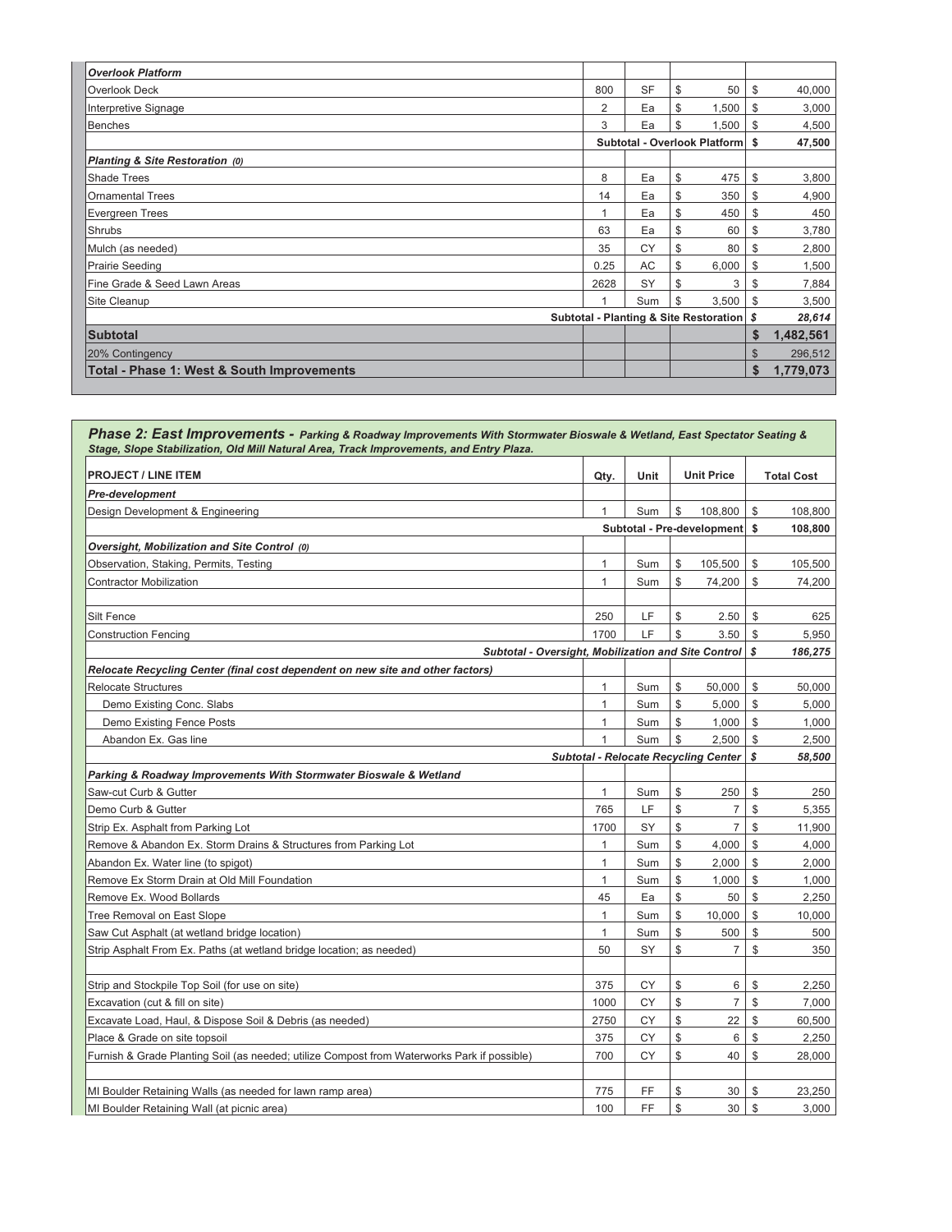| Overlook Platform | | | | |
|---|---|---|---|---|
| Overlook Deck | 800 | SF | $ 50 | $ 40,000 |
| Interpretive Signage | 2 | Ea | $ 1,500 | $ 3,000 |
| Benches | 3 | Ea | $ 1,500 | $ 4,500 |
| | Subtotal - Overlook Platform | | | $ 47,500 |
| ***Planting & Site Restoration*** *(0)* | | | | |
| Shade Trees | 8 | Ea | $ 475 | $ 3,800 |
| Ornamental Trees | 14 | Ea | $ 350 | $ 4,900 |
| Evergreen Trees | 1 | Ea | $ 450 | $ 450 |
| Shrubs | 63 | Ea | $ 60 | $ 3,780 |
| Mulch (as needed) | 35 | CY | $ 80 | $ 2,800 |
| Prairie Seeding | 0.25 | AC | $ 6,000 | $ 1,500 |
| Fine Grade & Seed Lawn Areas | 2628 | SY | $ 3 | $ 7,884 |
| Site Cleanup | 1 | Sum | $ 3,500 | $ 3,500 |
| | *Subtotal - Planting & Site Restoration* | | | *$ 28,614* |
| **Subtotal** | | | | **$ 1,482,561** |
| 20% Contingency | | | | $ 296,512 |
| **Total - Phase 1: West & South Improvements** | | | | **$ 1,779,073** |

***Phase 2: East Improvements -*** ***Parking & Roadway Improvements With Stormwater Bioswale & Wetland, East Spectator Seating & Stage, Slope Stabilization, Old Mill Natural Area, Track Improvements, and Entry Plaza.***

| PROJECT / LINE ITEM | Qty. | Unit | Unit Price | Total Cost |
|---|---|---|---|---|
| ***Pre-development*** | | | | |
| Design Development & Engineering | 1 | Sum | $ 108,800 | $ 108,800 |
| | Subtotal - Pre-development | | | $ 108,800 |
| ***Oversight, Mobilization and Site Control*** *(0)* | | | | |
| Observation, Staking, Permits, Testing | 1 | Sum | $ 105,500 | $ 105,500 |
| Contractor Mobilization | 1 | Sum | $ 74,200 | $ 74,200 |
| | | | | |
| Silt Fence | 250 | LF | $ 2.50 | $ 625 |
| Construction Fencing | 1700 | LF | $ 3.50 | $ 5,950 |
| | *Subtotal - Oversight, Mobilization and Site Control* | | | *$ 186,275* |
| ***Relocate Recycling Center (final cost dependent on new site and other factors)*** | | | | |
| Relocate Structures | 1 | Sum | $ 50,000 | $ 50,000 |
| Demo Existing Conc. Slabs | 1 | Sum | $ 5,000 | $ 5,000 |
| Demo Existing Fence Posts | 1 | Sum | $ 1,000 | $ 1,000 |
| Abandon Ex. Gas line | 1 | Sum | $ 2,500 | $ 2,500 |
| | *Subtotal - Relocate Recycling Center* | | | *$ 58,500* |
| ***Parking & Roadway Improvements With Stormwater Bioswale & Wetland*** | | | | |
| Saw-cut Curb & Gutter | 1 | Sum | $ 250 | $ 250 |
| Demo Curb & Gutter | 765 | LF | $ 7 | $ 5,355 |
| Strip Ex. Asphalt from Parking Lot | 1700 | SY | $ 7 | $ 11,900 |
| Remove & Abandon Ex. Storm Drains & Structures from Parking Lot | 1 | Sum | $ 4,000 | $ 4,000 |
| Abandon Ex. Water line (to spigot) | 1 | Sum | $ 2,000 | $ 2,000 |
| Remove Ex Storm Drain at Old Mill Foundation | 1 | Sum | $ 1,000 | $ 1,000 |
| Remove Ex. Wood Bollards | 45 | Ea | $ 50 | $ 2,250 |
| Tree Removal on East Slope | 1 | Sum | $ 10,000 | $ 10,000 |
| Saw Cut Asphalt (at wetland bridge location) | 1 | Sum | $ 500 | $ 500 |
| Strip Asphalt From Ex. Paths (at wetland bridge location; as needed) | 50 | SY | $ 7 | $ 350 |
| | | | | |
| Strip and Stockpile Top Soil (for use on site) | 375 | CY | $ 6 | $ 2,250 |
| Excavation (cut & fill on site) | 1000 | CY | $ 7 | $ 7,000 |
| Excavate Load, Haul, & Dispose Soil & Debris (as needed) | 2750 | CY | $ 22 | $ 60,500 |
| Place & Grade on site topsoil | 375 | CY | $ 6 | $ 2,250 |
| Furnish & Grade Planting Soil (as needed; utilize Compost from Waterworks Park if possible) | 700 | CY | $ 40 | $ 28,000 |
| | | | | |
| MI Boulder Retaining Walls (as needed for lawn ramp area) | 775 | FF | $ 30 | $ 23,250 |
| MI Boulder Retaining Wall (at picnic area) | 100 | FF | $ 30 | $ 3,000 |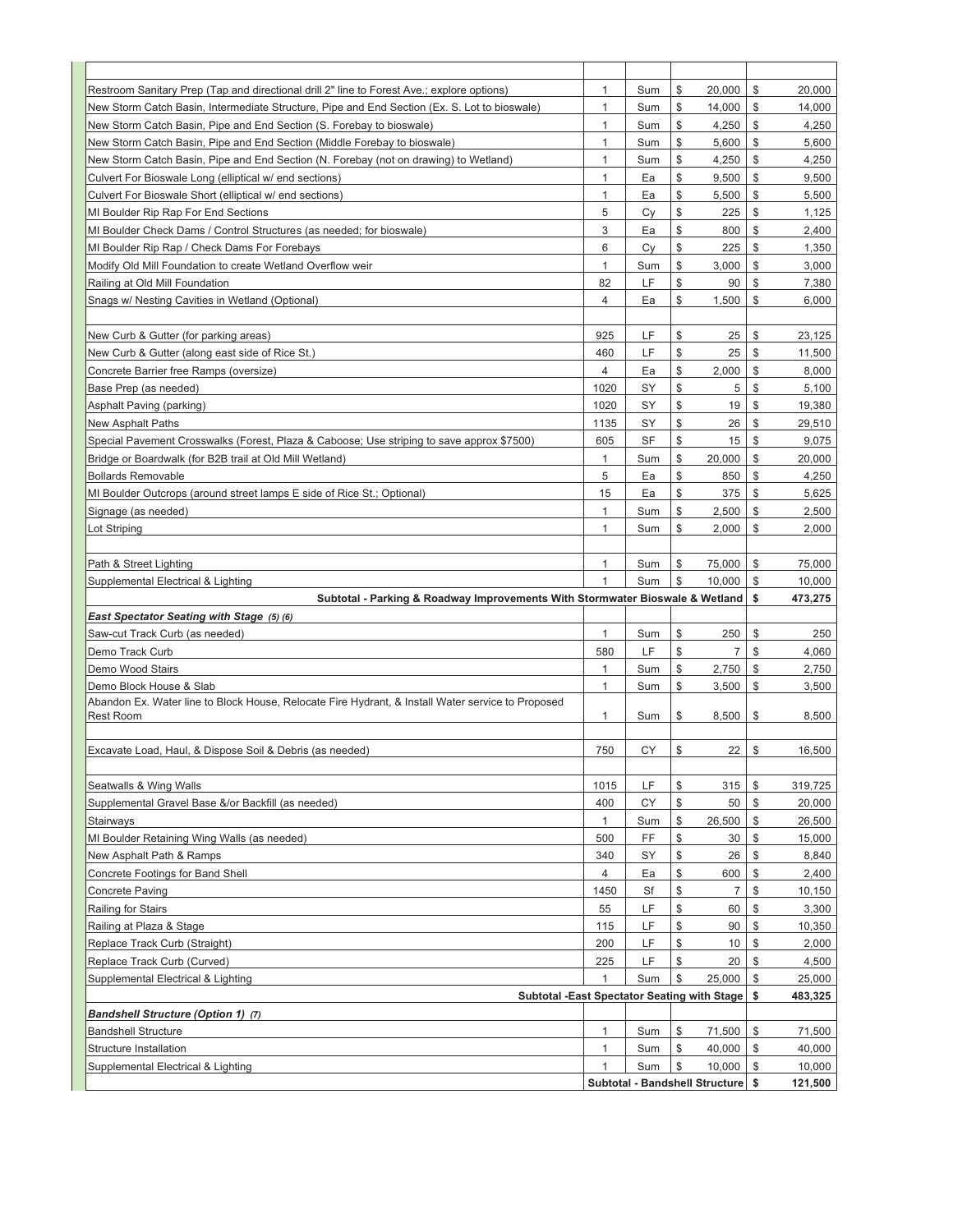| Item | Qty | Unit | Unit Cost | Total |
|---|---|---|---|---|
| | | | | |
| Restroom Sanitary Prep (Tap and directional drill 2" line to Forest Ave.; explore options) | 1 | Sum | $ 20,000 | $ 20,000 |
| New Storm Catch Basin, Intermediate Structure, Pipe and End Section (Ex. S. Lot to bioswale) | 1 | Sum | $ 14,000 | $ 14,000 |
| New Storm Catch Basin, Pipe and End Section (S. Forebay to bioswale) | 1 | Sum | $ 4,250 | $ 4,250 |
| New Storm Catch Basin, Pipe and End Section (Middle Forebay to bioswale) | 1 | Sum | $ 5,600 | $ 5,600 |
| New Storm Catch Basin, Pipe and End Section (N. Forebay (not on drawing) to Wetland) | 1 | Sum | $ 4,250 | $ 4,250 |
| Culvert For Bioswale Long (elliptical w/ end sections) | 1 | Ea | $ 9,500 | $ 9,500 |
| Culvert For Bioswale Short (elliptical w/ end sections) | 1 | Ea | $ 5,500 | $ 5,500 |
| MI Boulder Rip Rap For End Sections | 5 | Cy | $ 225 | $ 1,125 |
| MI Boulder Check Dams / Control Structures (as needed; for bioswale) | 3 | Ea | $ 800 | $ 2,400 |
| MI Boulder Rip Rap / Check Dams For Forebays | 6 | Cy | $ 225 | $ 1,350 |
| Modify Old Mill Foundation to create Wetland Overflow weir | 1 | Sum | $ 3,000 | $ 3,000 |
| Railing at Old Mill Foundation | 82 | LF | $ 90 | $ 7,380 |
| Snags w/ Nesting Cavities in Wetland (Optional) | 4 | Ea | $ 1,500 | $ 6,000 |
| | | | | |
| New Curb & Gutter (for parking areas) | 925 | LF | $ 25 | $ 23,125 |
| New Curb & Gutter (along east side of Rice St.) | 460 | LF | $ 25 | $ 11,500 |
| Concrete Barrier free Ramps (oversize) | 4 | Ea | $ 2,000 | $ 8,000 |
| Base Prep (as needed) | 1020 | SY | $ 5 | $ 5,100 |
| Asphalt Paving (parking) | 1020 | SY | $ 19 | $ 19,380 |
| New Asphalt Paths | 1135 | SY | $ 26 | $ 29,510 |
| Special Pavement Crosswalks (Forest, Plaza & Caboose; Use striping to save approx $7500) | 605 | SF | $ 15 | $ 9,075 |
| Bridge or Boardwalk (for B2B trail at Old Mill Wetland) | 1 | Sum | $ 20,000 | $ 20,000 |
| Bollards Removable | 5 | Ea | $ 850 | $ 4,250 |
| MI Boulder Outcrops (around street lamps E side of Rice St.; Optional) | 15 | Ea | $ 375 | $ 5,625 |
| Signage (as needed) | 1 | Sum | $ 2,500 | $ 2,500 |
| Lot Striping | 1 | Sum | $ 2,000 | $ 2,000 |
| | | | | |
| Path & Street Lighting | 1 | Sum | $ 75,000 | $ 75,000 |
| Supplemental Electrical & Lighting | 1 | Sum | $ 10,000 | $ 10,000 |
| **Subtotal - Parking & Roadway Improvements With Stormwater Bioswale & Wetland** | | | | **$ 473,275** |
| ***East Spectator Seating with Stage (5) (6)*** | | | | |
| Saw-cut Track Curb (as needed) | 1 | Sum | $ 250 | $ 250 |
| Demo Track Curb | 580 | LF | $ 7 | $ 4,060 |
| Demo Wood Stairs | 1 | Sum | $ 2,750 | $ 2,750 |
| Demo Block House & Slab | 1 | Sum | $ 3,500 | $ 3,500 |
| Abandon Ex. Water line to Block House, Relocate Fire Hydrant, & Install Water service to Proposed Rest Room | 1 | Sum | $ 8,500 | $ 8,500 |
| | | | | |
| Excavate Load, Haul, & Dispose Soil & Debris (as needed) | 750 | CY | $ 22 | $ 16,500 |
| | | | | |
| Seatwalls & Wing Walls | 1015 | LF | $ 315 | $ 319,725 |
| Supplemental Gravel Base &/or Backfill (as needed) | 400 | CY | $ 50 | $ 20,000 |
| Stairways | 1 | Sum | $ 26,500 | $ 26,500 |
| MI Boulder Retaining Wing Walls (as needed) | 500 | FF | $ 30 | $ 15,000 |
| New Asphalt Path & Ramps | 340 | SY | $ 26 | $ 8,840 |
| Concrete Footings for Band Shell | 4 | Ea | $ 600 | $ 2,400 |
| Concrete Paving | 1450 | Sf | $ 7 | $ 10,150 |
| Railing for Stairs | 55 | LF | $ 60 | $ 3,300 |
| Railing at Plaza & Stage | 115 | LF | $ 90 | $ 10,350 |
| Replace Track Curb (Straight) | 200 | LF | $ 10 | $ 2,000 |
| Replace Track Curb (Curved) | 225 | LF | $ 20 | $ 4,500 |
| Supplemental Electrical & Lighting | 1 | Sum | $ 25,000 | $ 25,000 |
| **Subtotal -East Spectator Seating with Stage** | | | | **$ 483,325** |
| ***Bandshell Structure (Option 1) (7)*** | | | | |
| Bandshell Structure | 1 | Sum | $ 71,500 | $ 71,500 |
| Structure Installation | 1 | Sum | $ 40,000 | $ 40,000 |
| Supplemental Electrical & Lighting | 1 | Sum | $ 10,000 | $ 10,000 |
| **Subtotal - Bandshell Structure** | | | | **$ 121,500** |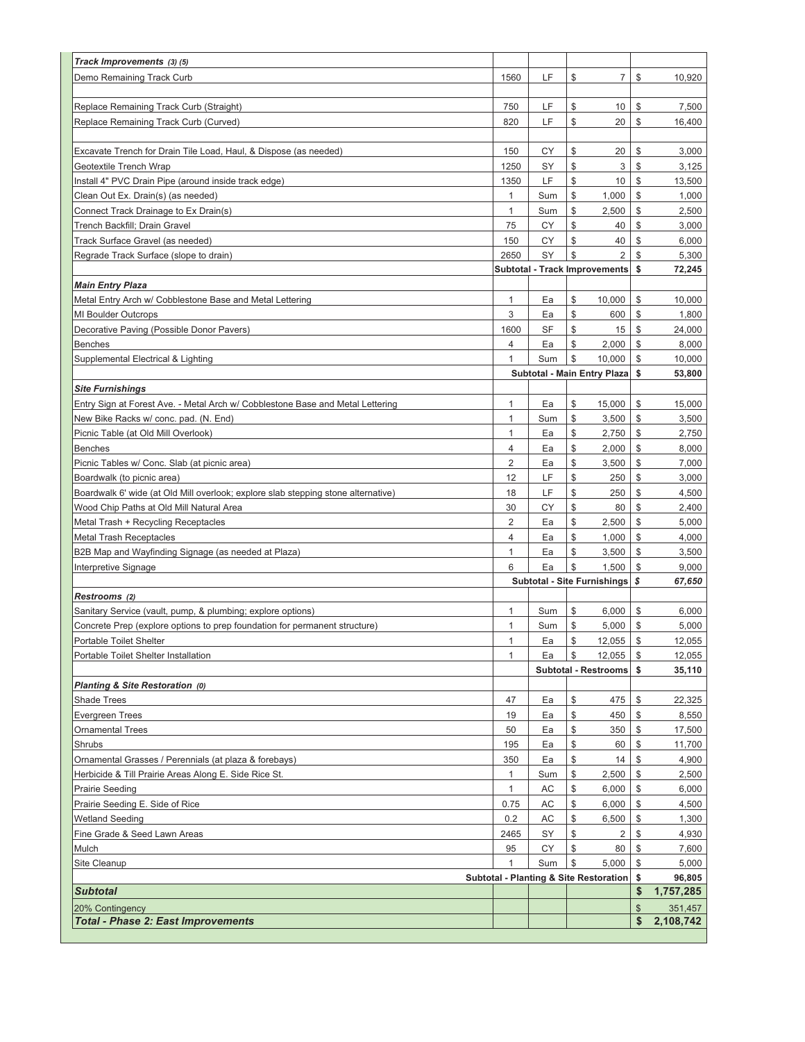| Item | Qty | Unit | Unit Cost | Total |
|---|---|---|---|---|
| ***Track Improvements (3) (5)*** | | | | |
| Demo Remaining Track Curb | 1560 | LF | $ 7 | $ 10,920 |
| | | | | |
| Replace Remaining Track Curb (Straight) | 750 | LF | $ 10 | $ 7,500 |
| Replace Remaining Track Curb (Curved) | 820 | LF | $ 20 | $ 16,400 |
| | | | | |
| Excavate Trench for Drain Tile Load, Haul, & Dispose (as needed) | 150 | CY | $ 20 | $ 3,000 |
| Geotextile Trench Wrap | 1250 | SY | $ 3 | $ 3,125 |
| Install 4" PVC Drain Pipe (around inside track edge) | 1350 | LF | $ 10 | $ 13,500 |
| Clean Out Ex. Drain(s) (as needed) | 1 | Sum | $ 1,000 | $ 1,000 |
| Connect Track Drainage to Ex Drain(s) | 1 | Sum | $ 2,500 | $ 2,500 |
| Trench Backfill; Drain Gravel | 75 | CY | $ 40 | $ 3,000 |
| Track Surface Gravel (as needed) | 150 | CY | $ 40 | $ 6,000 |
| Regrade Track Surface (slope to drain) | 2650 | SY | $ 2 | $ 5,300 |
| | **Subtotal - Track Improvements** | | | **$ 72,245** |
| ***Main Entry Plaza*** | | | | |
| Metal Entry Arch w/ Cobblestone Base and Metal Lettering | 1 | Ea | $ 10,000 | $ 10,000 |
| MI Boulder Outcrops | 3 | Ea | $ 600 | $ 1,800 |
| Decorative Paving (Possible Donor Pavers) | 1600 | SF | $ 15 | $ 24,000 |
| Benches | 4 | Ea | $ 2,000 | $ 8,000 |
| Supplemental Electrical & Lighting | 1 | Sum | $ 10,000 | $ 10,000 |
| | **Subtotal - Main Entry Plaza** | | | **$ 53,800** |
| ***Site Furnishings*** | | | | |
| Entry Sign at Forest Ave. - Metal Arch w/ Cobblestone Base and Metal Lettering | 1 | Ea | $ 15,000 | $ 15,000 |
| New Bike Racks w/ conc. pad. (N. End) | 1 | Sum | $ 3,500 | $ 3,500 |
| Picnic Table (at Old Mill Overlook) | 1 | Ea | $ 2,750 | $ 2,750 |
| Benches | 4 | Ea | $ 2,000 | $ 8,000 |
| Picnic Tables w/ Conc. Slab (at picnic area) | 2 | Ea | $ 3,500 | $ 7,000 |
| Boardwalk (to picnic area) | 12 | LF | $ 250 | $ 3,000 |
| Boardwalk 6' wide (at Old Mill overlook; explore slab stepping stone alternative) | 18 | LF | $ 250 | $ 4,500 |
| Wood Chip Paths at Old Mill Natural Area | 30 | CY | $ 80 | $ 2,400 |
| Metal Trash + Recycling Receptacles | 2 | Ea | $ 2,500 | $ 5,000 |
| Metal Trash Receptacles | 4 | Ea | $ 1,000 | $ 4,000 |
| B2B Map and Wayfinding Signage (as needed at Plaza) | 1 | Ea | $ 3,500 | $ 3,500 |
| Interpretive Signage | 6 | Ea | $ 1,500 | $ 9,000 |
| | **Subtotal - Site Furnishings** | | | ***$ 67,650*** |
| ***Restrooms (2)*** | | | | |
| Sanitary Service (vault, pump, & plumbing; explore options) | 1 | Sum | $ 6,000 | $ 6,000 |
| Concrete Prep (explore options to prep foundation for permanent structure) | 1 | Sum | $ 5,000 | $ 5,000 |
| Portable Toilet Shelter | 1 | Ea | $ 12,055 | $ 12,055 |
| Portable Toilet Shelter Installation | 1 | Ea | $ 12,055 | $ 12,055 |
| | | **Subtotal - Restrooms** | | **$ 35,110** |
| ***Planting & Site Restoration (0)*** | | | | |
| Shade Trees | 47 | Ea | $ 475 | $ 22,325 |
| Evergreen Trees | 19 | Ea | $ 450 | $ 8,550 |
| Ornamental Trees | 50 | Ea | $ 350 | $ 17,500 |
| Shrubs | 195 | Ea | $ 60 | $ 11,700 |
| Ornamental Grasses / Perennials (at plaza & forebays) | 350 | Ea | $ 14 | $ 4,900 |
| Herbicide & Till Prairie Areas Along E. Side Rice St. | 1 | Sum | $ 2,500 | $ 2,500 |
| Prairie Seeding | 1 | AC | $ 6,000 | $ 6,000 |
| Prairie Seeding E. Side of Rice | 0.75 | AC | $ 6,000 | $ 4,500 |
| Wetland Seeding | 0.2 | AC | $ 6,500 | $ 1,300 |
| Fine Grade & Seed Lawn Areas | 2465 | SY | $ 2 | $ 4,930 |
| Mulch | 95 | CY | $ 80 | $ 7,600 |
| Site Cleanup | 1 | Sum | $ 5,000 | $ 5,000 |
| **Subtotal - Planting & Site Restoration** | | | | **$ 96,805** |
| ***Subtotal*** | | | | **$ 1,757,285** |
| 20% Contingency | | | | $ 351,457 |
| ***Total - Phase 2: East Improvements*** | | | | **$ 2,108,742** |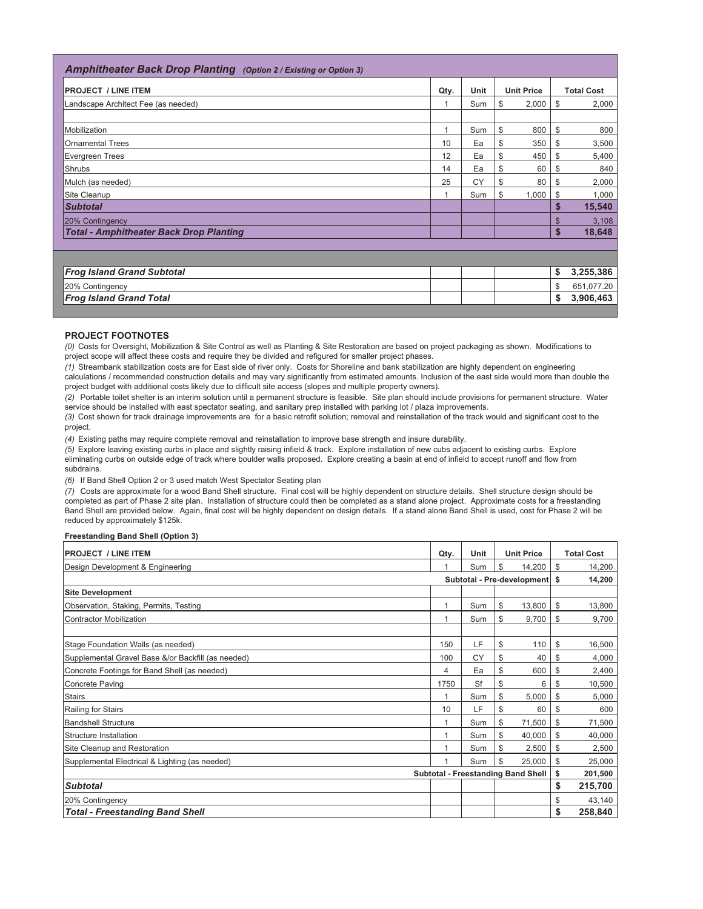| ***Amphitheater Back Drop Planting*** ***(Option 2 / Existing or Option 3)*** | | | | |
|---|---|---|---|---|
| **PROJECT / LINE ITEM** | **Qty.** | **Unit** | **Unit Price** | **Total Cost** |
| Landscape Architect Fee (as needed) | 1 | Sum | $ 2,000 | $ 2,000 |
| | | | | |
| Mobilization | 1 | Sum | $ 800 | $ 800 |
| Ornamental Trees | 10 | Ea | $ 350 | $ 3,500 |
| Evergreen Trees | 12 | Ea | $ 450 | $ 5,400 |
| Shrubs | 14 | Ea | $ 60 | $ 840 |
| Mulch (as needed) | 25 | CY | $ 80 | $ 2,000 |
| Site Cleanup | 1 | Sum | $ 1,000 | $ 1,000 |
| ***Subtotal*** | | | | **$ 15,540** |
| 20% Contingency | | | | $ 3,108 |
| ***Total - Amphitheater Back Drop Planting*** | | | | **$ 18,648** |
| | | | | |
| ***Frog Island Grand Subtotal*** | | | | **$ 3,255,386** |
| 20% Contingency | | | | $ 651,077.20 |
| ***Frog Island Grand Total*** | | | | **$ 3,906,463** |

**PROJECT FOOTNOTES**

*(0)* Costs for Oversight, Mobilization & Site Control as well as Planting & Site Restoration are based on project packaging as shown. Modifications to project scope will affect these costs and require they be divided and refigured for smaller project phases.

*(1)* Streambank stabilization costs are for East side of river only. Costs for Shoreline and bank stabilization are highly dependent on engineering calculations / recommended construction details and may vary significantly from estimated amounts. Inclusion of the east side would more than double the project budget with additional costs likely due to difficult site access (slopes and multiple property owners).

*(2)* Portable toilet shelter is an interim solution until a permanent structure is feasible. Site plan should include provisions for permanent structure. Water service should be installed with east spectator seating, and sanitary prep installed with parking lot / plaza improvements.

*(3)* Cost shown for track drainage improvements are for a basic retrofit solution; removal and reinstallation of the track would and significant cost to the project.

*(4)* Existing paths may require complete removal and reinstallation to improve base strength and insure durability.

*(5)* Explore leaving existing curbs in place and slightly raising infield & track. Explore installation of new cubs adjacent to existing curbs. Explore eliminating curbs on outside edge of track where boulder walls proposed. Explore creating a basin at end of infield to accept runoff and flow from subdrains.

*(6)* If Band Shell Option 2 or 3 used match West Spectator Seating plan

*(7)* Costs are approximate for a wood Band Shell structure. Final cost will be highly dependent on structure details. Shell structure design should be completed as part of Phase 2 site plan. Installation of structure could then be completed as a stand alone project. Approximate costs for a freestanding Band Shell are provided below. Again, final cost will be highly dependent on design details. If a stand alone Band Shell is used, cost for Phase 2 will be reduced by approximately $125k.

**Freestanding Band Shell (Option 3)**

| **PROJECT / LINE ITEM** | **Qty.** | **Unit** | **Unit Price** | **Total Cost** |
|---|---|---|---|---|
| Design Development & Engineering | 1 | Sum | $ 14,200 | $ 14,200 |
| | | | **Subtotal - Pre-development** | **$ 14,200** |
| **Site Development** | | | | |
| Observation, Staking, Permits, Testing | 1 | Sum | $ 13,800 | $ 13,800 |
| Contractor Mobilization | 1 | Sum | $ 9,700 | $ 9,700 |
| | | | | |
| Stage Foundation Walls (as needed) | 150 | LF | $ 110 | $ 16,500 |
| Supplemental Gravel Base &/or Backfill (as needed) | 100 | CY | $ 40 | $ 4,000 |
| Concrete Footings for Band Shell (as needed) | 4 | Ea | $ 600 | $ 2,400 |
| Concrete Paving | 1750 | Sf | $ 6 | $ 10,500 |
| Stairs | 1 | Sum | $ 5,000 | $ 5,000 |
| Railing for Stairs | 10 | LF | $ 60 | $ 600 |
| Bandshell Structure | 1 | Sum | $ 71,500 | $ 71,500 |
| Structure Installation | 1 | Sum | $ 40,000 | $ 40,000 |
| Site Cleanup and Restoration | 1 | Sum | $ 2,500 | $ 2,500 |
| Supplemental Electrical & Lighting (as needed) | 1 | Sum | $ 25,000 | $ 25,000 |
| | | | **Subtotal - Freestanding Band Shell** | **$ 201,500** |
| ***Subtotal*** | | | | **$ 215,700** |
| 20% Contingency | | | | $ 43,140 |
| ***Total - Freestanding Band Shell*** | | | | **$ 258,840** |